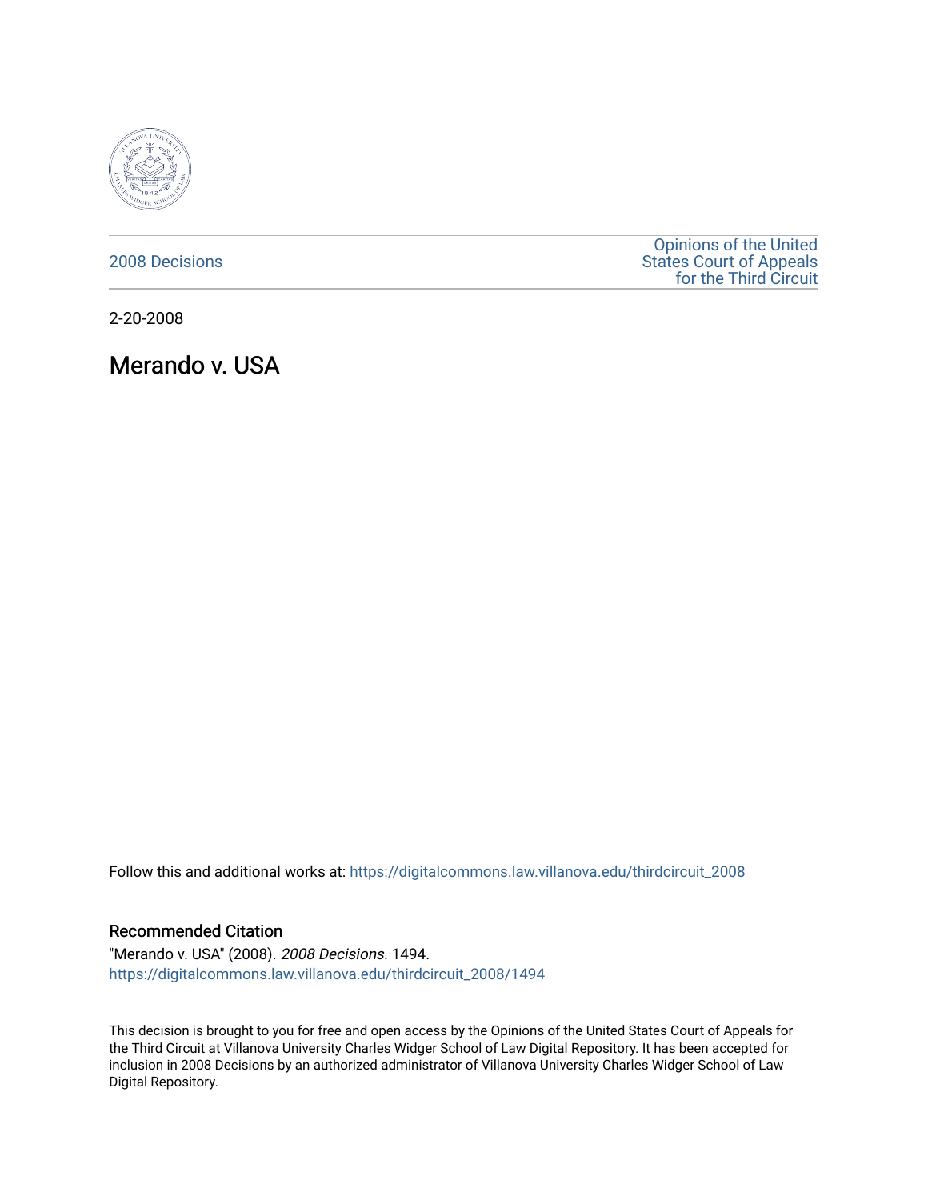2008 Decisions

Opinions of the United States Court of Appeals for the Third Circuit

2-20-2008

# Merando v. USA

Follow this and additional works at: https://digitalcommons.law.villanova.edu/thirdcircuit_2008

## Recommended Citation

"Merando v. USA" (2008). *2008 Decisions*. 1494.
https://digitalcommons.law.villanova.edu/thirdcircuit_2008/1494

This decision is brought to you for free and open access by the Opinions of the United States Court of Appeals for the Third Circuit at Villanova University Charles Widger School of Law Digital Repository. It has been accepted for inclusion in 2008 Decisions by an authorized administrator of Villanova University Charles Widger School of Law Digital Repository.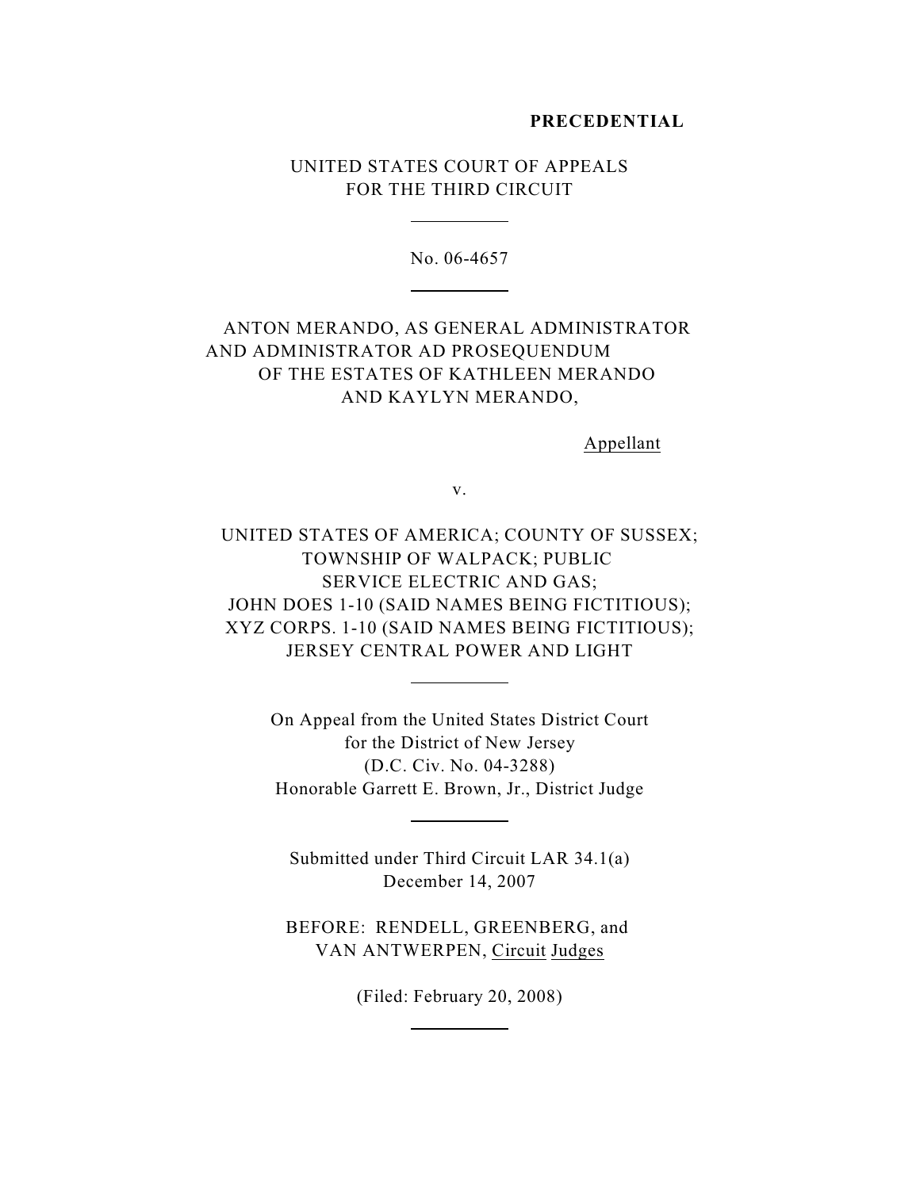**PRECEDENTIAL**

UNITED STATES COURT OF APPEALS
FOR THE THIRD CIRCUIT

---

No. 06-4657

---

ANTON MERANDO, AS GENERAL ADMINISTRATOR AND ADMINISTRATOR AD PROSEQUENDUM OF THE ESTATES OF KATHLEEN MERANDO AND KAYLYN MERANDO,

Appellant

v.

UNITED STATES OF AMERICA; COUNTY OF SUSSEX; TOWNSHIP OF WALPACK; PUBLIC SERVICE ELECTRIC AND GAS; JOHN DOES 1-10 (SAID NAMES BEING FICTITIOUS); XYZ CORPS. 1-10 (SAID NAMES BEING FICTITIOUS); JERSEY CENTRAL POWER AND LIGHT

---

On Appeal from the United States District Court
for the District of New Jersey
(D.C. Civ. No. 04-3288)
Honorable Garrett E. Brown, Jr., District Judge

---

Submitted under Third Circuit LAR 34.1(a)
December 14, 2007

BEFORE: RENDELL, GREENBERG, and VAN ANTWERPEN, Circuit Judges

(Filed: February 20, 2008)

---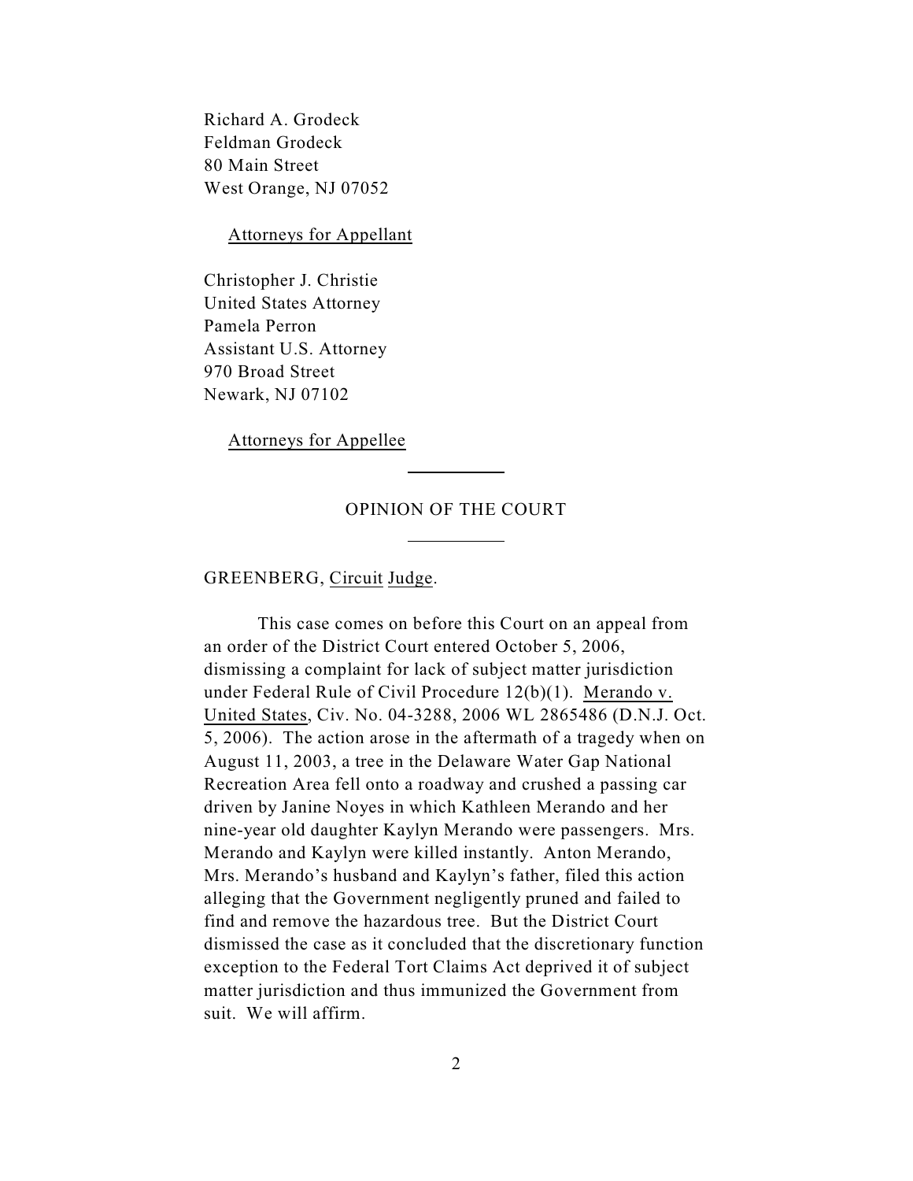Richard A. Grodeck
Feldman Grodeck
80 Main Street
West Orange, NJ 07052

Attorneys for Appellant

Christopher J. Christie
United States Attorney
Pamela Perron
Assistant U.S. Attorney
970 Broad Street
Newark, NJ 07102

Attorneys for Appellee

---

OPINION OF THE COURT

---

GREENBERG, Circuit Judge.

This case comes on before this Court on an appeal from an order of the District Court entered October 5, 2006, dismissing a complaint for lack of subject matter jurisdiction under Federal Rule of Civil Procedure 12(b)(1). Merando v. United States, Civ. No. 04-3288, 2006 WL 2865486 (D.N.J. Oct. 5, 2006). The action arose in the aftermath of a tragedy when on August 11, 2003, a tree in the Delaware Water Gap National Recreation Area fell onto a roadway and crushed a passing car driven by Janine Noyes in which Kathleen Merando and her nine-year old daughter Kaylyn Merando were passengers. Mrs. Merando and Kaylyn were killed instantly. Anton Merando, Mrs. Merando's husband and Kaylyn's father, filed this action alleging that the Government negligently pruned and failed to find and remove the hazardous tree. But the District Court dismissed the case as it concluded that the discretionary function exception to the Federal Tort Claims Act deprived it of subject matter jurisdiction and thus immunized the Government from suit. We will affirm.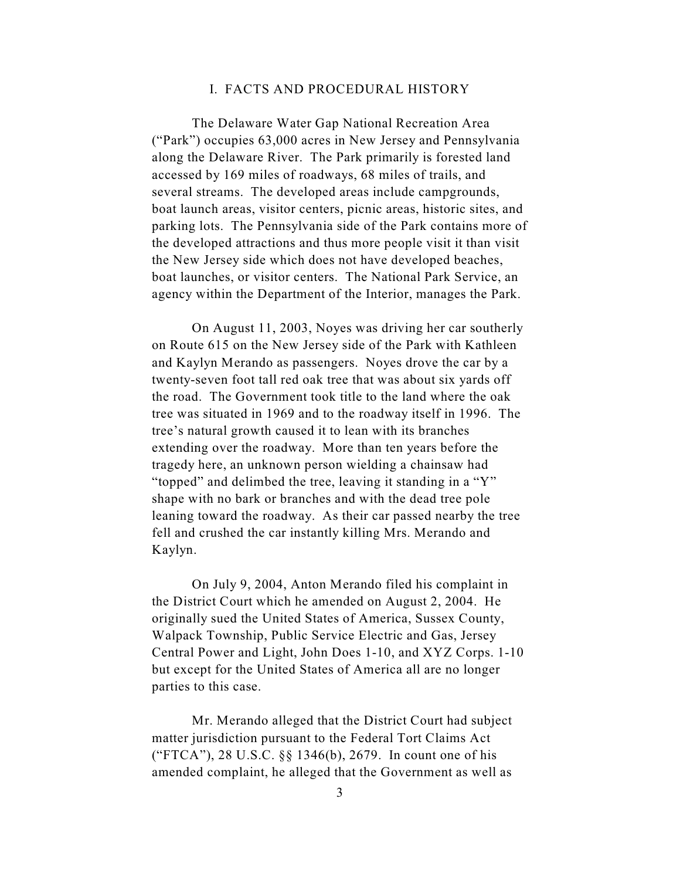## I. FACTS AND PROCEDURAL HISTORY

The Delaware Water Gap National Recreation Area ("Park") occupies 63,000 acres in New Jersey and Pennsylvania along the Delaware River. The Park primarily is forested land accessed by 169 miles of roadways, 68 miles of trails, and several streams. The developed areas include campgrounds, boat launch areas, visitor centers, picnic areas, historic sites, and parking lots. The Pennsylvania side of the Park contains more of the developed attractions and thus more people visit it than visit the New Jersey side which does not have developed beaches, boat launches, or visitor centers. The National Park Service, an agency within the Department of the Interior, manages the Park.

On August 11, 2003, Noyes was driving her car southerly on Route 615 on the New Jersey side of the Park with Kathleen and Kaylyn Merando as passengers. Noyes drove the car by a twenty-seven foot tall red oak tree that was about six yards off the road. The Government took title to the land where the oak tree was situated in 1969 and to the roadway itself in 1996. The tree's natural growth caused it to lean with its branches extending over the roadway. More than ten years before the tragedy here, an unknown person wielding a chainsaw had "topped" and delimbed the tree, leaving it standing in a "Y" shape with no bark or branches and with the dead tree pole leaning toward the roadway. As their car passed nearby the tree fell and crushed the car instantly killing Mrs. Merando and Kaylyn.

On July 9, 2004, Anton Merando filed his complaint in the District Court which he amended on August 2, 2004. He originally sued the United States of America, Sussex County, Walpack Township, Public Service Electric and Gas, Jersey Central Power and Light, John Does 1-10, and XYZ Corps. 1-10 but except for the United States of America all are no longer parties to this case.

Mr. Merando alleged that the District Court had subject matter jurisdiction pursuant to the Federal Tort Claims Act ("FTCA"), 28 U.S.C. §§ 1346(b), 2679. In count one of his amended complaint, he alleged that the Government as well as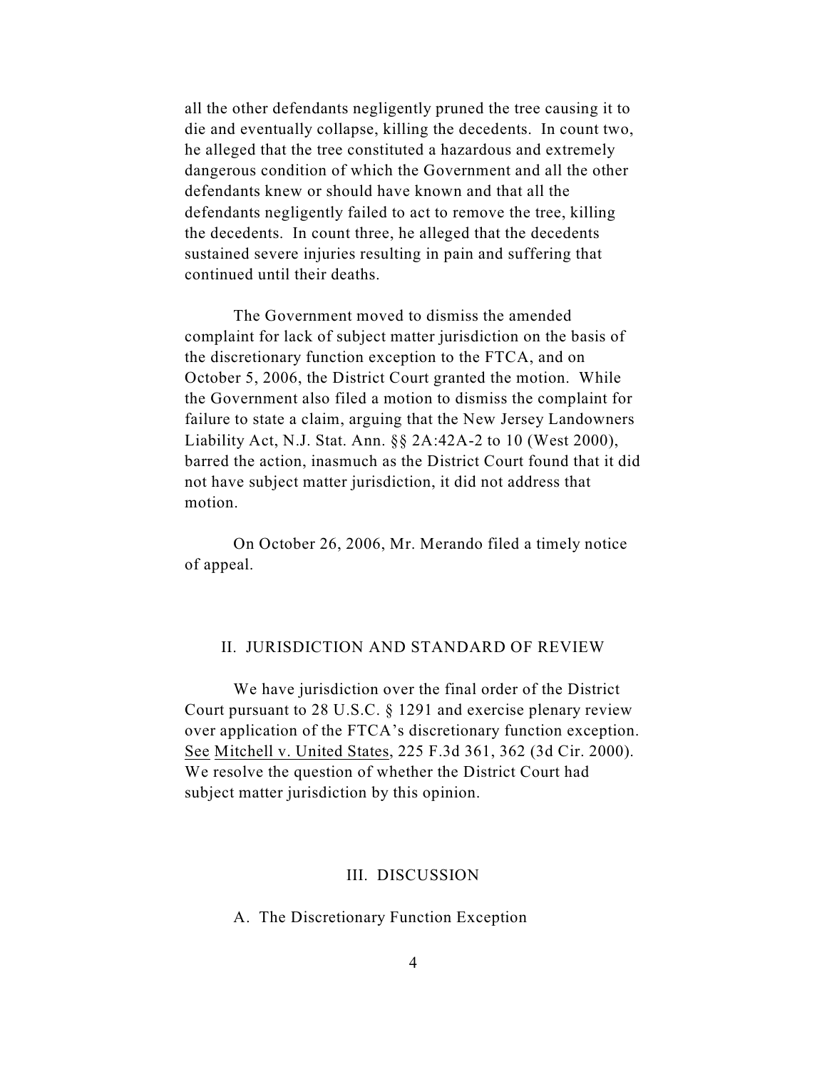all the other defendants negligently pruned the tree causing it to die and eventually collapse, killing the decedents. In count two, he alleged that the tree constituted a hazardous and extremely dangerous condition of which the Government and all the other defendants knew or should have known and that all the defendants negligently failed to act to remove the tree, killing the decedents. In count three, he alleged that the decedents sustained severe injuries resulting in pain and suffering that continued until their deaths.

The Government moved to dismiss the amended complaint for lack of subject matter jurisdiction on the basis of the discretionary function exception to the FTCA, and on October 5, 2006, the District Court granted the motion. While the Government also filed a motion to dismiss the complaint for failure to state a claim, arguing that the New Jersey Landowners Liability Act, N.J. Stat. Ann. §§ 2A:42A-2 to 10 (West 2000), barred the action, inasmuch as the District Court found that it did not have subject matter jurisdiction, it did not address that motion.

On October 26, 2006, Mr. Merando filed a timely notice of appeal.

## II. JURISDICTION AND STANDARD OF REVIEW

We have jurisdiction over the final order of the District Court pursuant to 28 U.S.C. § 1291 and exercise plenary review over application of the FTCA's discretionary function exception. See Mitchell v. United States, 225 F.3d 361, 362 (3d Cir. 2000). We resolve the question of whether the District Court had subject matter jurisdiction by this opinion.

## III. DISCUSSION

### A. The Discretionary Function Exception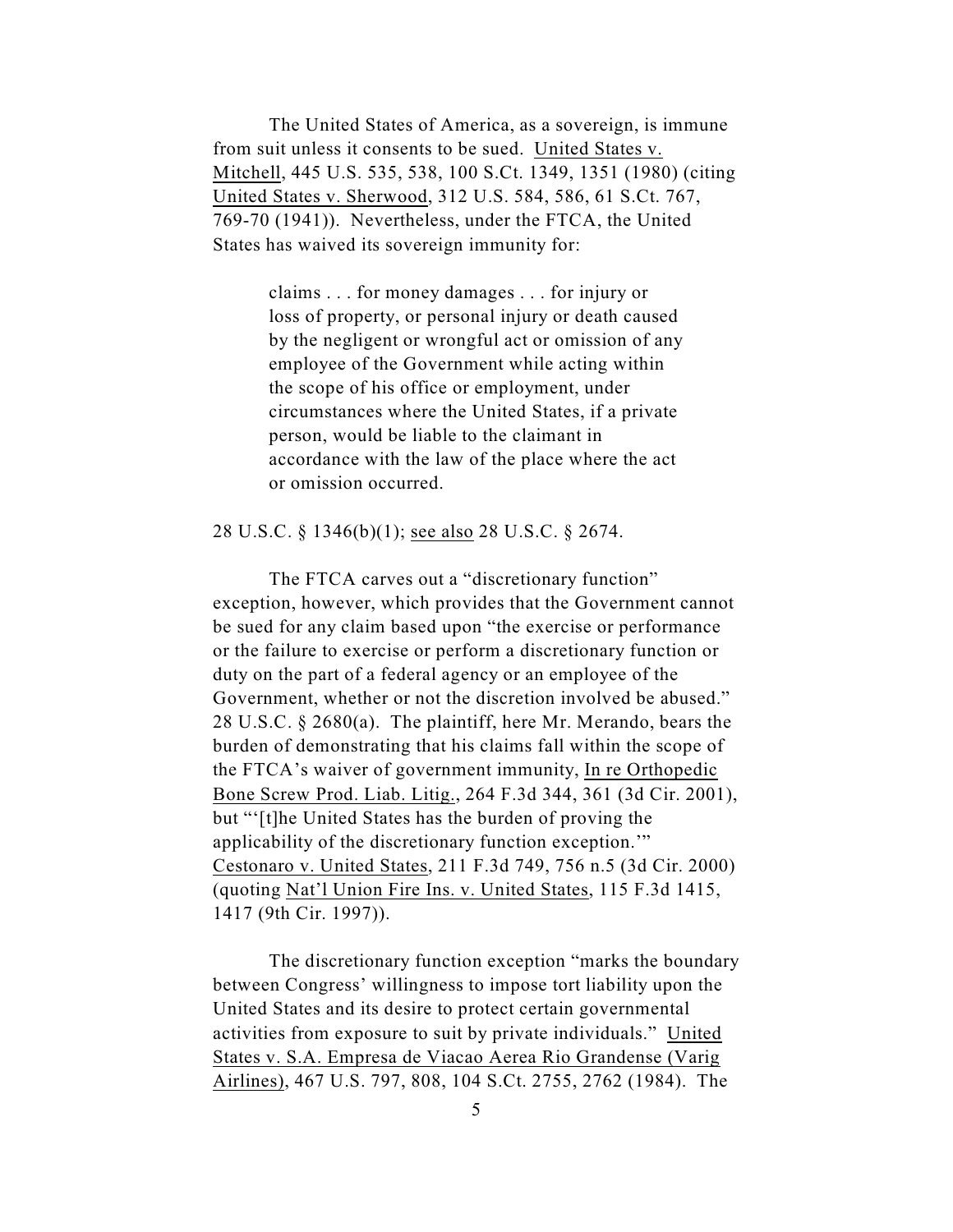The United States of America, as a sovereign, is immune from suit unless it consents to be sued. United States v. Mitchell, 445 U.S. 535, 538, 100 S.Ct. 1349, 1351 (1980) (citing United States v. Sherwood, 312 U.S. 584, 586, 61 S.Ct. 767, 769-70 (1941)). Nevertheless, under the FTCA, the United States has waived its sovereign immunity for:

> claims . . . for money damages . . . for injury or loss of property, or personal injury or death caused by the negligent or wrongful act or omission of any employee of the Government while acting within the scope of his office or employment, under circumstances where the United States, if a private person, would be liable to the claimant in accordance with the law of the place where the act or omission occurred.

28 U.S.C. § 1346(b)(1); see also 28 U.S.C. § 2674.

The FTCA carves out a "discretionary function" exception, however, which provides that the Government cannot be sued for any claim based upon "the exercise or performance or the failure to exercise or perform a discretionary function or duty on the part of a federal agency or an employee of the Government, whether or not the discretion involved be abused." 28 U.S.C. § 2680(a). The plaintiff, here Mr. Merando, bears the burden of demonstrating that his claims fall within the scope of the FTCA's waiver of government immunity, In re Orthopedic Bone Screw Prod. Liab. Litig., 264 F.3d 344, 361 (3d Cir. 2001), but "'[t]he United States has the burden of proving the applicability of the discretionary function exception.'" Cestonaro v. United States, 211 F.3d 749, 756 n.5 (3d Cir. 2000) (quoting Nat'l Union Fire Ins. v. United States, 115 F.3d 1415, 1417 (9th Cir. 1997)).

The discretionary function exception "marks the boundary between Congress' willingness to impose tort liability upon the United States and its desire to protect certain governmental activities from exposure to suit by private individuals." United States v. S.A. Empresa de Viacao Aerea Rio Grandense (Varig Airlines), 467 U.S. 797, 808, 104 S.Ct. 2755, 2762 (1984). The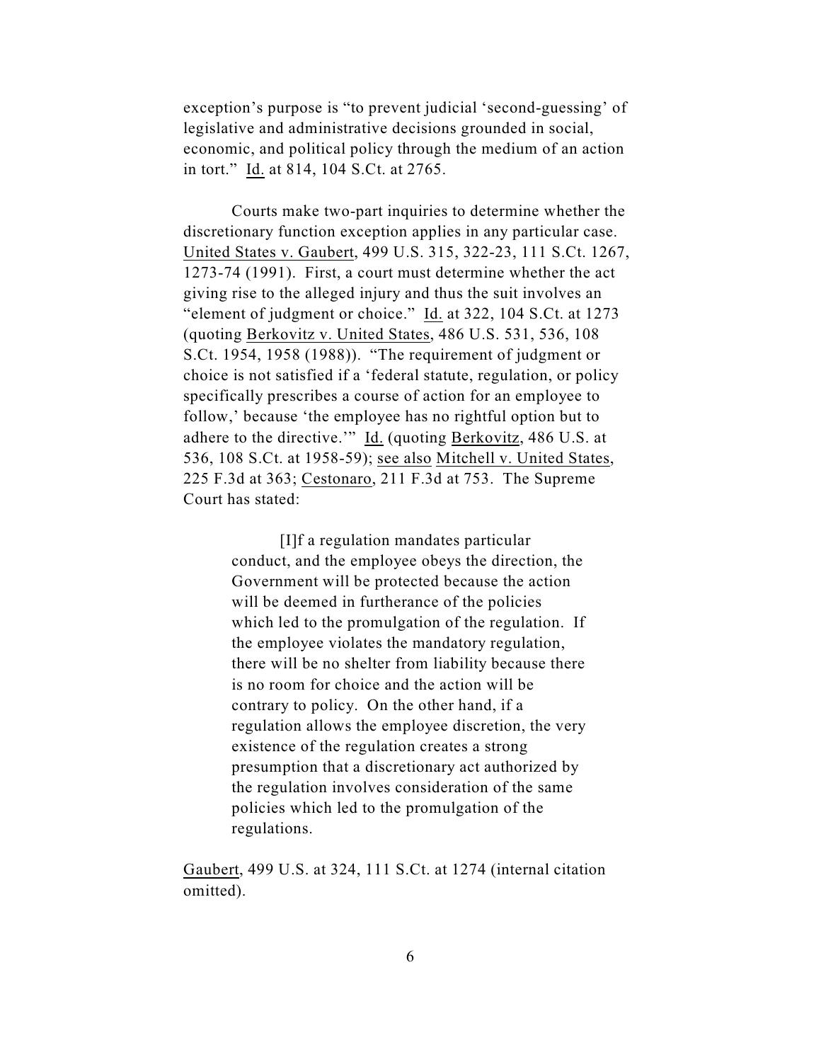exception's purpose is "to prevent judicial 'second-guessing' of legislative and administrative decisions grounded in social, economic, and political policy through the medium of an action in tort." Id. at 814, 104 S.Ct. at 2765.

Courts make two-part inquiries to determine whether the discretionary function exception applies in any particular case. United States v. Gaubert, 499 U.S. 315, 322-23, 111 S.Ct. 1267, 1273-74 (1991). First, a court must determine whether the act giving rise to the alleged injury and thus the suit involves an "element of judgment or choice." Id. at 322, 104 S.Ct. at 1273 (quoting Berkovitz v. United States, 486 U.S. 531, 536, 108 S.Ct. 1954, 1958 (1988)). "The requirement of judgment or choice is not satisfied if a 'federal statute, regulation, or policy specifically prescribes a course of action for an employee to follow,' because 'the employee has no rightful option but to adhere to the directive.'" Id. (quoting Berkovitz, 486 U.S. at 536, 108 S.Ct. at 1958-59); see also Mitchell v. United States, 225 F.3d at 363; Cestonaro, 211 F.3d at 753. The Supreme Court has stated:

> [I]f a regulation mandates particular conduct, and the employee obeys the direction, the Government will be protected because the action will be deemed in furtherance of the policies which led to the promulgation of the regulation. If the employee violates the mandatory regulation, there will be no shelter from liability because there is no room for choice and the action will be contrary to policy. On the other hand, if a regulation allows the employee discretion, the very existence of the regulation creates a strong presumption that a discretionary act authorized by the regulation involves consideration of the same policies which led to the promulgation of the regulations.

Gaubert, 499 U.S. at 324, 111 S.Ct. at 1274 (internal citation omitted).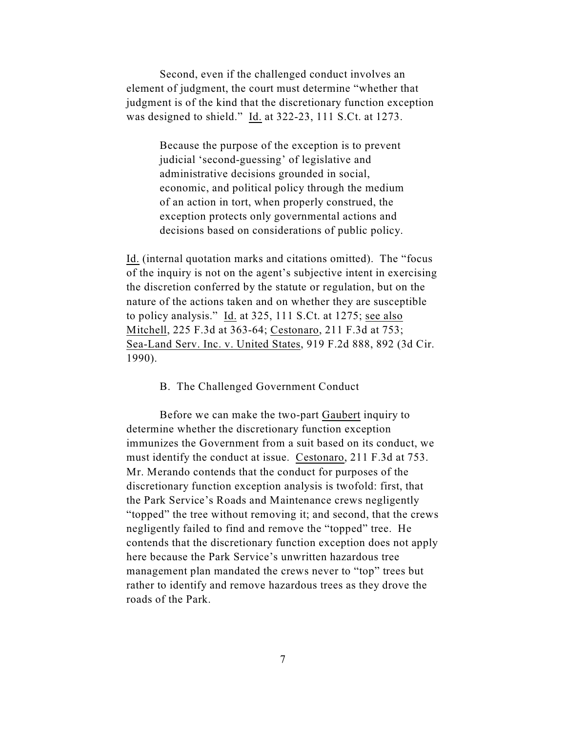Second, even if the challenged conduct involves an element of judgment, the court must determine "whether that judgment is of the kind that the discretionary function exception was designed to shield." Id. at 322-23, 111 S.Ct. at 1273.

> Because the purpose of the exception is to prevent judicial 'second-guessing' of legislative and administrative decisions grounded in social, economic, and political policy through the medium of an action in tort, when properly construed, the exception protects only governmental actions and decisions based on considerations of public policy.

Id. (internal quotation marks and citations omitted). The "focus of the inquiry is not on the agent's subjective intent in exercising the discretion conferred by the statute or regulation, but on the nature of the actions taken and on whether they are susceptible to policy analysis." Id. at 325, 111 S.Ct. at 1275; see also Mitchell, 225 F.3d at 363-64; Cestonaro, 211 F.3d at 753; Sea-Land Serv. Inc. v. United States, 919 F.2d 888, 892 (3d Cir. 1990).

B. The Challenged Government Conduct

Before we can make the two-part Gaubert inquiry to determine whether the discretionary function exception immunizes the Government from a suit based on its conduct, we must identify the conduct at issue. Cestonaro, 211 F.3d at 753. Mr. Merando contends that the conduct for purposes of the discretionary function exception analysis is twofold: first, that the Park Service's Roads and Maintenance crews negligently "topped" the tree without removing it; and second, that the crews negligently failed to find and remove the "topped" tree. He contends that the discretionary function exception does not apply here because the Park Service's unwritten hazardous tree management plan mandated the crews never to "top" trees but rather to identify and remove hazardous trees as they drove the roads of the Park.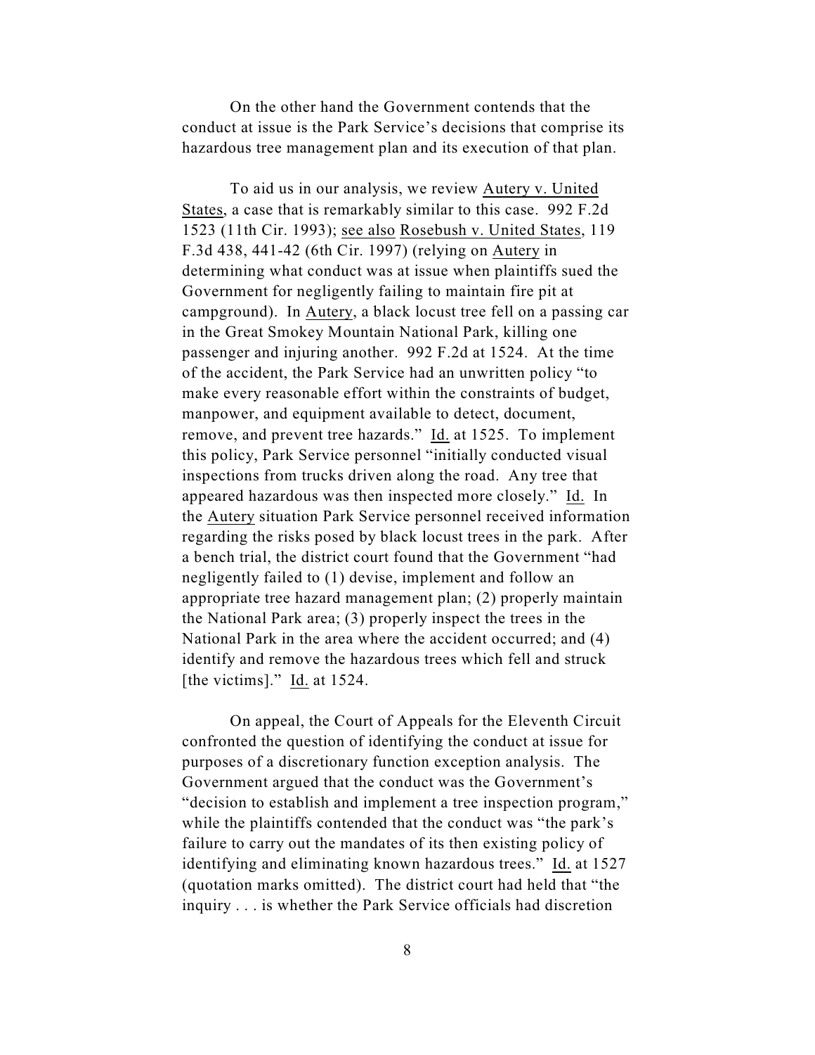On the other hand the Government contends that the conduct at issue is the Park Service's decisions that comprise its hazardous tree management plan and its execution of that plan.

To aid us in our analysis, we review Autery v. United States, a case that is remarkably similar to this case. 992 F.2d 1523 (11th Cir. 1993); see also Rosebush v. United States, 119 F.3d 438, 441-42 (6th Cir. 1997) (relying on Autery in determining what conduct was at issue when plaintiffs sued the Government for negligently failing to maintain fire pit at campground). In Autery, a black locust tree fell on a passing car in the Great Smokey Mountain National Park, killing one passenger and injuring another. 992 F.2d at 1524. At the time of the accident, the Park Service had an unwritten policy "to make every reasonable effort within the constraints of budget, manpower, and equipment available to detect, document, remove, and prevent tree hazards." Id. at 1525. To implement this policy, Park Service personnel "initially conducted visual inspections from trucks driven along the road. Any tree that appeared hazardous was then inspected more closely." Id. In the Autery situation Park Service personnel received information regarding the risks posed by black locust trees in the park. After a bench trial, the district court found that the Government "had negligently failed to (1) devise, implement and follow an appropriate tree hazard management plan; (2) properly maintain the National Park area; (3) properly inspect the trees in the National Park in the area where the accident occurred; and (4) identify and remove the hazardous trees which fell and struck [the victims]." Id. at 1524.

On appeal, the Court of Appeals for the Eleventh Circuit confronted the question of identifying the conduct at issue for purposes of a discretionary function exception analysis. The Government argued that the conduct was the Government's "decision to establish and implement a tree inspection program," while the plaintiffs contended that the conduct was "the park's failure to carry out the mandates of its then existing policy of identifying and eliminating known hazardous trees." Id. at 1527 (quotation marks omitted). The district court had held that "the inquiry . . . is whether the Park Service officials had discretion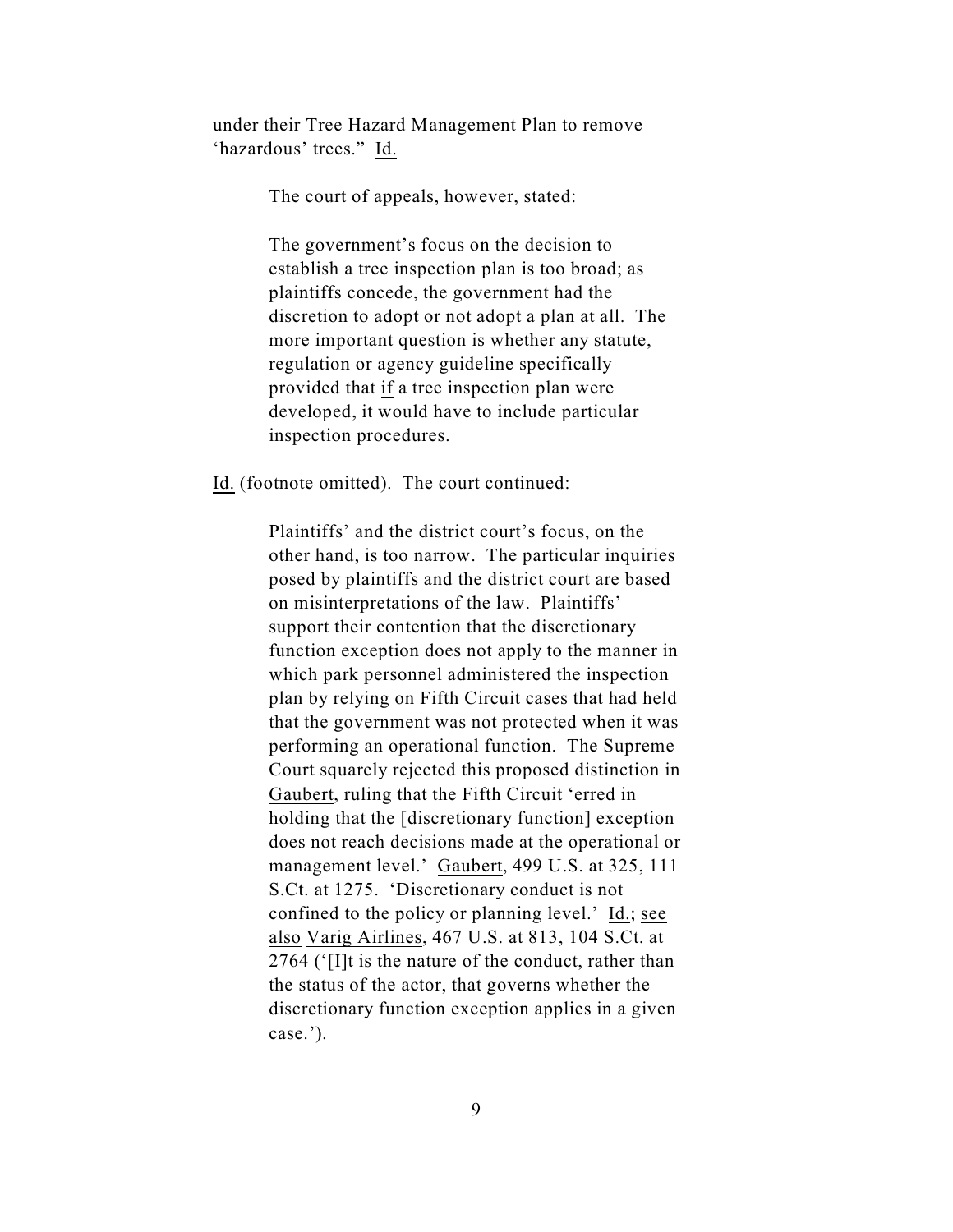under their Tree Hazard Management Plan to remove 'hazardous' trees." Id.

The court of appeals, however, stated:

> The government's focus on the decision to establish a tree inspection plan is too broad; as plaintiffs concede, the government had the discretion to adopt or not adopt a plan at all. The more important question is whether any statute, regulation or agency guideline specifically provided that if a tree inspection plan were developed, it would have to include particular inspection procedures.

Id. (footnote omitted). The court continued:

> Plaintiffs' and the district court's focus, on the other hand, is too narrow. The particular inquiries posed by plaintiffs and the district court are based on misinterpretations of the law. Plaintiffs' support their contention that the discretionary function exception does not apply to the manner in which park personnel administered the inspection plan by relying on Fifth Circuit cases that had held that the government was not protected when it was performing an operational function. The Supreme Court squarely rejected this proposed distinction in Gaubert, ruling that the Fifth Circuit 'erred in holding that the [discretionary function] exception does not reach decisions made at the operational or management level.' Gaubert, 499 U.S. at 325, 111 S.Ct. at 1275. 'Discretionary conduct is not confined to the policy or planning level.' Id.; see also Varig Airlines, 467 U.S. at 813, 104 S.Ct. at 2764 ('[I]t is the nature of the conduct, rather than the status of the actor, that governs whether the discretionary function exception applies in a given case.').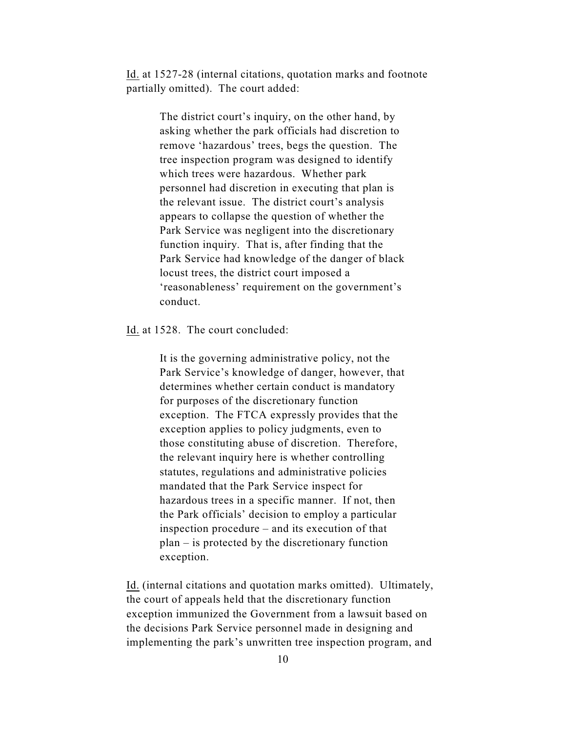Id. at 1527-28 (internal citations, quotation marks and footnote partially omitted). The court added:

> The district court's inquiry, on the other hand, by asking whether the park officials had discretion to remove 'hazardous' trees, begs the question. The tree inspection program was designed to identify which trees were hazardous. Whether park personnel had discretion in executing that plan is the relevant issue. The district court's analysis appears to collapse the question of whether the Park Service was negligent into the discretionary function inquiry. That is, after finding that the Park Service had knowledge of the danger of black locust trees, the district court imposed a 'reasonableness' requirement on the government's conduct.

Id. at 1528. The court concluded:

> It is the governing administrative policy, not the Park Service's knowledge of danger, however, that determines whether certain conduct is mandatory for purposes of the discretionary function exception. The FTCA expressly provides that the exception applies to policy judgments, even to those constituting abuse of discretion. Therefore, the relevant inquiry here is whether controlling statutes, regulations and administrative policies mandated that the Park Service inspect for hazardous trees in a specific manner. If not, then the Park officials' decision to employ a particular inspection procedure – and its execution of that plan – is protected by the discretionary function exception.

Id. (internal citations and quotation marks omitted). Ultimately, the court of appeals held that the discretionary function exception immunized the Government from a lawsuit based on the decisions Park Service personnel made in designing and implementing the park's unwritten tree inspection program, and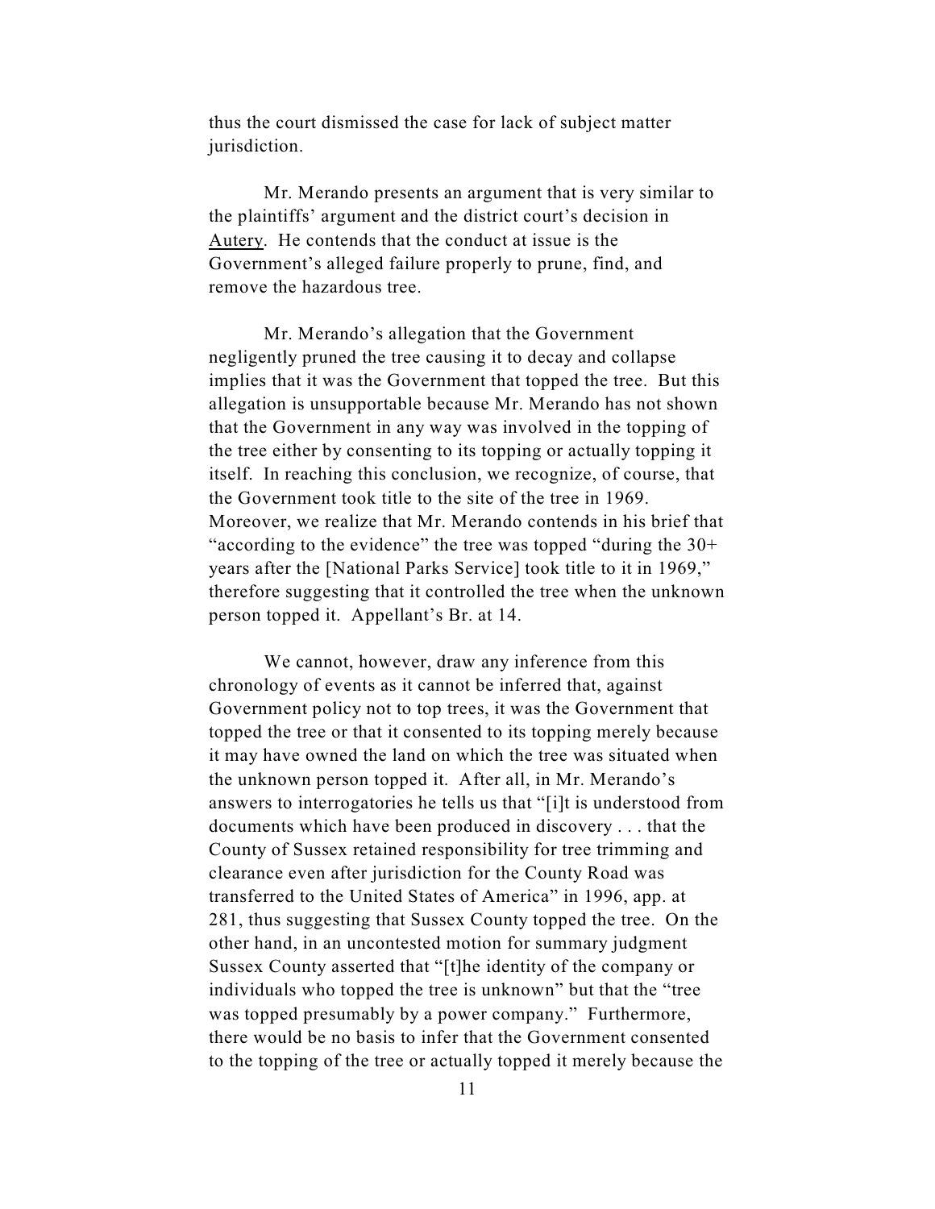thus the court dismissed the case for lack of subject matter jurisdiction.

Mr. Merando presents an argument that is very similar to the plaintiffs' argument and the district court's decision in Autery. He contends that the conduct at issue is the Government's alleged failure properly to prune, find, and remove the hazardous tree.

Mr. Merando's allegation that the Government negligently pruned the tree causing it to decay and collapse implies that it was the Government that topped the tree. But this allegation is unsupportable because Mr. Merando has not shown that the Government in any way was involved in the topping of the tree either by consenting to its topping or actually topping it itself. In reaching this conclusion, we recognize, of course, that the Government took title to the site of the tree in 1969. Moreover, we realize that Mr. Merando contends in his brief that "according to the evidence" the tree was topped "during the 30+ years after the [National Parks Service] took title to it in 1969," therefore suggesting that it controlled the tree when the unknown person topped it. Appellant's Br. at 14.

We cannot, however, draw any inference from this chronology of events as it cannot be inferred that, against Government policy not to top trees, it was the Government that topped the tree or that it consented to its topping merely because it may have owned the land on which the tree was situated when the unknown person topped it. After all, in Mr. Merando's answers to interrogatories he tells us that "[i]t is understood from documents which have been produced in discovery . . . that the County of Sussex retained responsibility for tree trimming and clearance even after jurisdiction for the County Road was transferred to the United States of America" in 1996, app. at 281, thus suggesting that Sussex County topped the tree. On the other hand, in an uncontested motion for summary judgment Sussex County asserted that "[t]he identity of the company or individuals who topped the tree is unknown" but that the "tree was topped presumably by a power company." Furthermore, there would be no basis to infer that the Government consented to the topping of the tree or actually topped it merely because the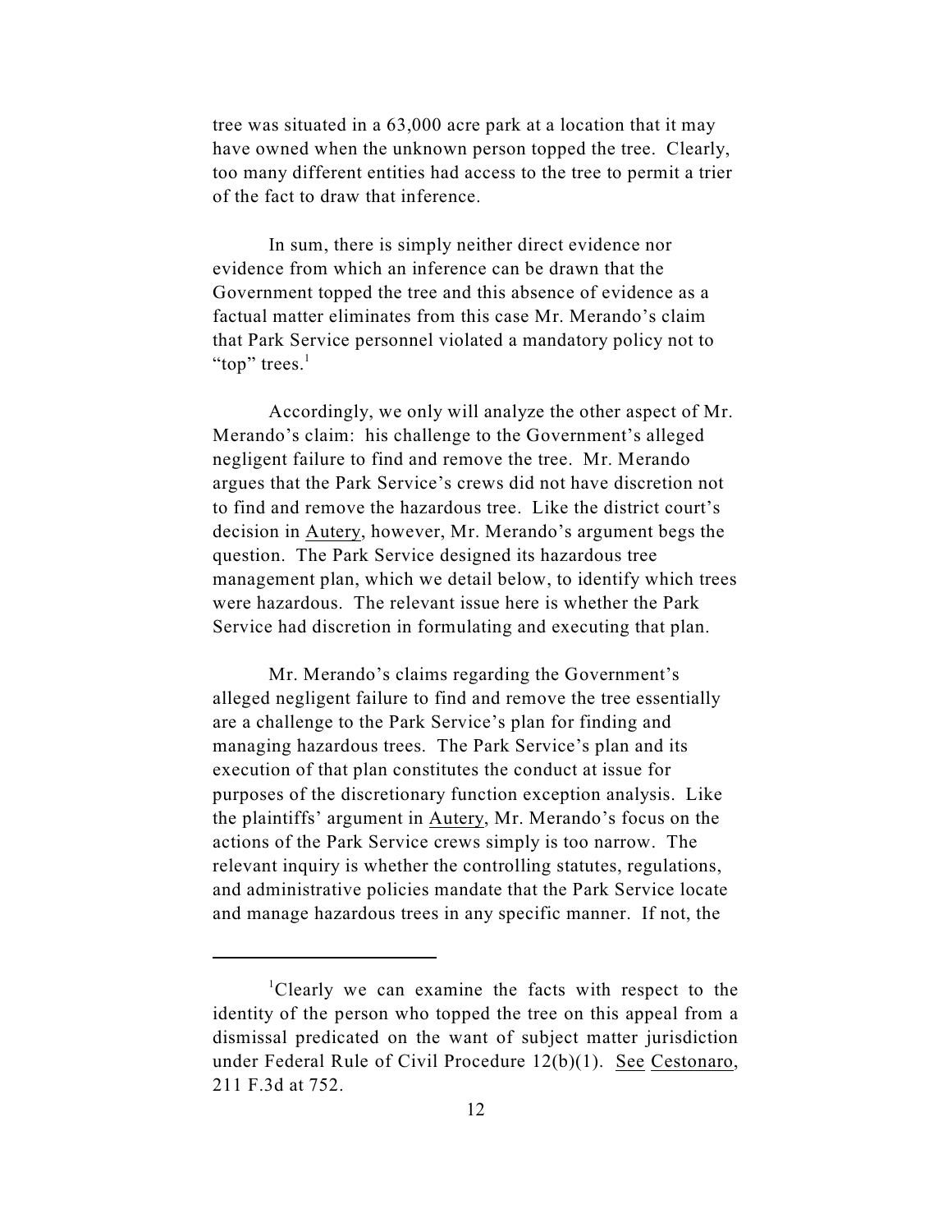tree was situated in a 63,000 acre park at a location that it may have owned when the unknown person topped the tree. Clearly, too many different entities had access to the tree to permit a trier of the fact to draw that inference.

In sum, there is simply neither direct evidence nor evidence from which an inference can be drawn that the Government topped the tree and this absence of evidence as a factual matter eliminates from this case Mr. Merando's claim that Park Service personnel violated a mandatory policy not to "top" trees.[1]

Accordingly, we only will analyze the other aspect of Mr. Merando's claim: his challenge to the Government's alleged negligent failure to find and remove the tree. Mr. Merando argues that the Park Service's crews did not have discretion not to find and remove the hazardous tree. Like the district court's decision in Autery, however, Mr. Merando's argument begs the question. The Park Service designed its hazardous tree management plan, which we detail below, to identify which trees were hazardous. The relevant issue here is whether the Park Service had discretion in formulating and executing that plan.

Mr. Merando's claims regarding the Government's alleged negligent failure to find and remove the tree essentially are a challenge to the Park Service's plan for finding and managing hazardous trees. The Park Service's plan and its execution of that plan constitutes the conduct at issue for purposes of the discretionary function exception analysis. Like the plaintiffs' argument in Autery, Mr. Merando's focus on the actions of the Park Service crews simply is too narrow. The relevant inquiry is whether the controlling statutes, regulations, and administrative policies mandate that the Park Service locate and manage hazardous trees in any specific manner. If not, the

---

[1] Clearly we can examine the facts with respect to the identity of the person who topped the tree on this appeal from a dismissal predicated on the want of subject matter jurisdiction under Federal Rule of Civil Procedure 12(b)(1). See Cestonaro, 211 F.3d at 752.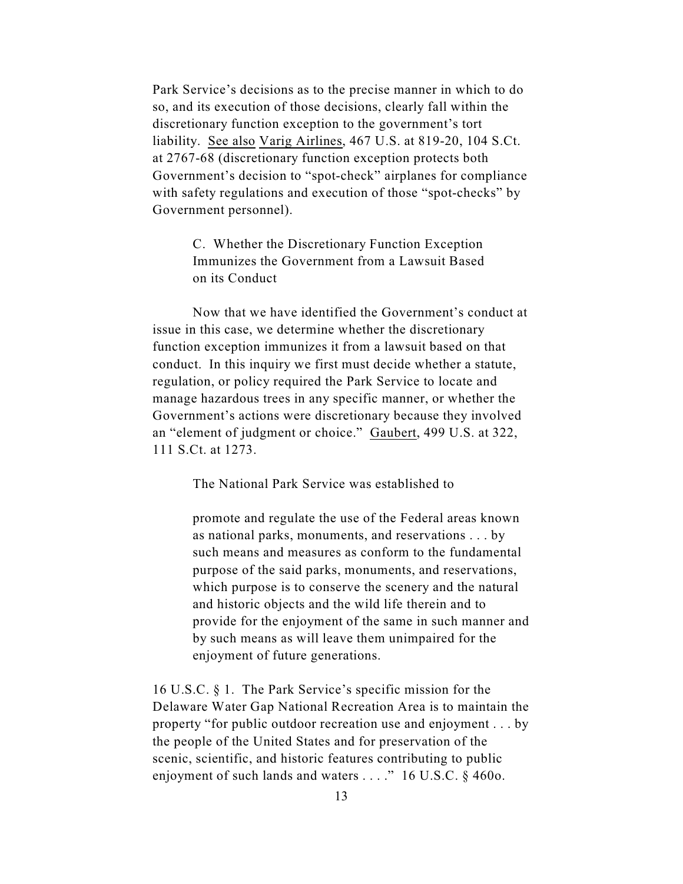Park Service's decisions as to the precise manner in which to do so, and its execution of those decisions, clearly fall within the discretionary function exception to the government's tort liability. See also Varig Airlines, 467 U.S. at 819-20, 104 S.Ct. at 2767-68 (discretionary function exception protects both Government's decision to "spot-check" airplanes for compliance with safety regulations and execution of those "spot-checks" by Government personnel).

### C. Whether the Discretionary Function Exception Immunizes the Government from a Lawsuit Based on its Conduct

Now that we have identified the Government's conduct at issue in this case, we determine whether the discretionary function exception immunizes it from a lawsuit based on that conduct. In this inquiry we first must decide whether a statute, regulation, or policy required the Park Service to locate and manage hazardous trees in any specific manner, or whether the Government's actions were discretionary because they involved an "element of judgment or choice." Gaubert, 499 U.S. at 322, 111 S.Ct. at 1273.

The National Park Service was established to

> promote and regulate the use of the Federal areas known as national parks, monuments, and reservations . . . by such means and measures as conform to the fundamental purpose of the said parks, monuments, and reservations, which purpose is to conserve the scenery and the natural and historic objects and the wild life therein and to provide for the enjoyment of the same in such manner and by such means as will leave them unimpaired for the enjoyment of future generations.

16 U.S.C. § 1. The Park Service's specific mission for the Delaware Water Gap National Recreation Area is to maintain the property "for public outdoor recreation use and enjoyment . . . by the people of the United States and for preservation of the scenic, scientific, and historic features contributing to public enjoyment of such lands and waters . . . ." 16 U.S.C. § 460o.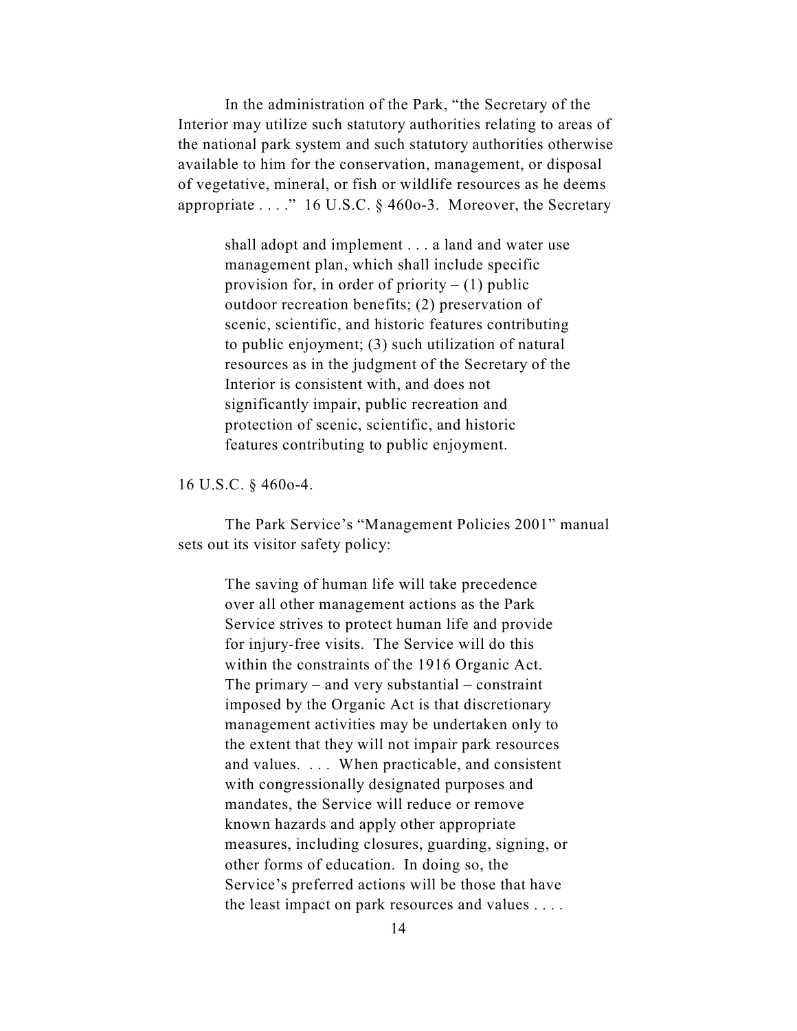In the administration of the Park, "the Secretary of the Interior may utilize such statutory authorities relating to areas of the national park system and such statutory authorities otherwise available to him for the conservation, management, or disposal of vegetative, mineral, or fish or wildlife resources as he deems appropriate . . . ." 16 U.S.C. § 460o-3. Moreover, the Secretary

> shall adopt and implement . . . a land and water use management plan, which shall include specific provision for, in order of priority – (1) public outdoor recreation benefits; (2) preservation of scenic, scientific, and historic features contributing to public enjoyment; (3) such utilization of natural resources as in the judgment of the Secretary of the Interior is consistent with, and does not significantly impair, public recreation and protection of scenic, scientific, and historic features contributing to public enjoyment.

16 U.S.C. § 460o-4.

The Park Service's "Management Policies 2001" manual sets out its visitor safety policy:

> The saving of human life will take precedence over all other management actions as the Park Service strives to protect human life and provide for injury-free visits. The Service will do this within the constraints of the 1916 Organic Act. The primary – and very substantial – constraint imposed by the Organic Act is that discretionary management activities may be undertaken only to the extent that they will not impair park resources and values. . . . When practicable, and consistent with congressionally designated purposes and mandates, the Service will reduce or remove known hazards and apply other appropriate measures, including closures, guarding, signing, or other forms of education. In doing so, the Service's preferred actions will be those that have the least impact on park resources and values . . . .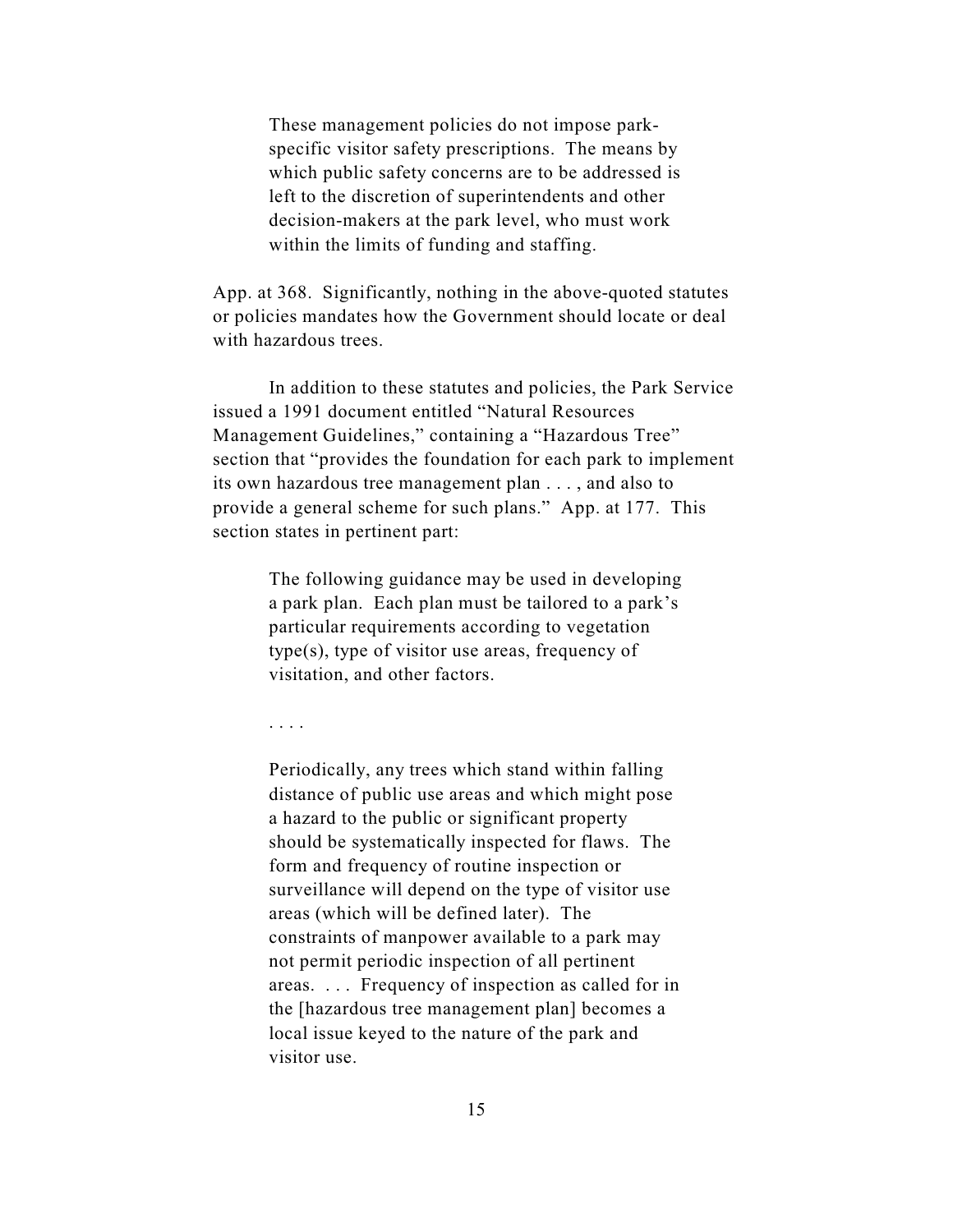> These management policies do not impose park-specific visitor safety prescriptions. The means by which public safety concerns are to be addressed is left to the discretion of superintendents and other decision-makers at the park level, who must work within the limits of funding and staffing.

App. at 368. Significantly, nothing in the above-quoted statutes or policies mandates how the Government should locate or deal with hazardous trees.

In addition to these statutes and policies, the Park Service issued a 1991 document entitled "Natural Resources Management Guidelines," containing a "Hazardous Tree" section that "provides the foundation for each park to implement its own hazardous tree management plan . . . , and also to provide a general scheme for such plans." App. at 177. This section states in pertinent part:

> The following guidance may be used in developing a park plan. Each plan must be tailored to a park's particular requirements according to vegetation type(s), type of visitor use areas, frequency of visitation, and other factors.
>
> . . . .
>
> Periodically, any trees which stand within falling distance of public use areas and which might pose a hazard to the public or significant property should be systematically inspected for flaws. The form and frequency of routine inspection or surveillance will depend on the type of visitor use areas (which will be defined later). The constraints of manpower available to a park may not permit periodic inspection of all pertinent areas. . . . Frequency of inspection as called for in the [hazardous tree management plan] becomes a local issue keyed to the nature of the park and visitor use.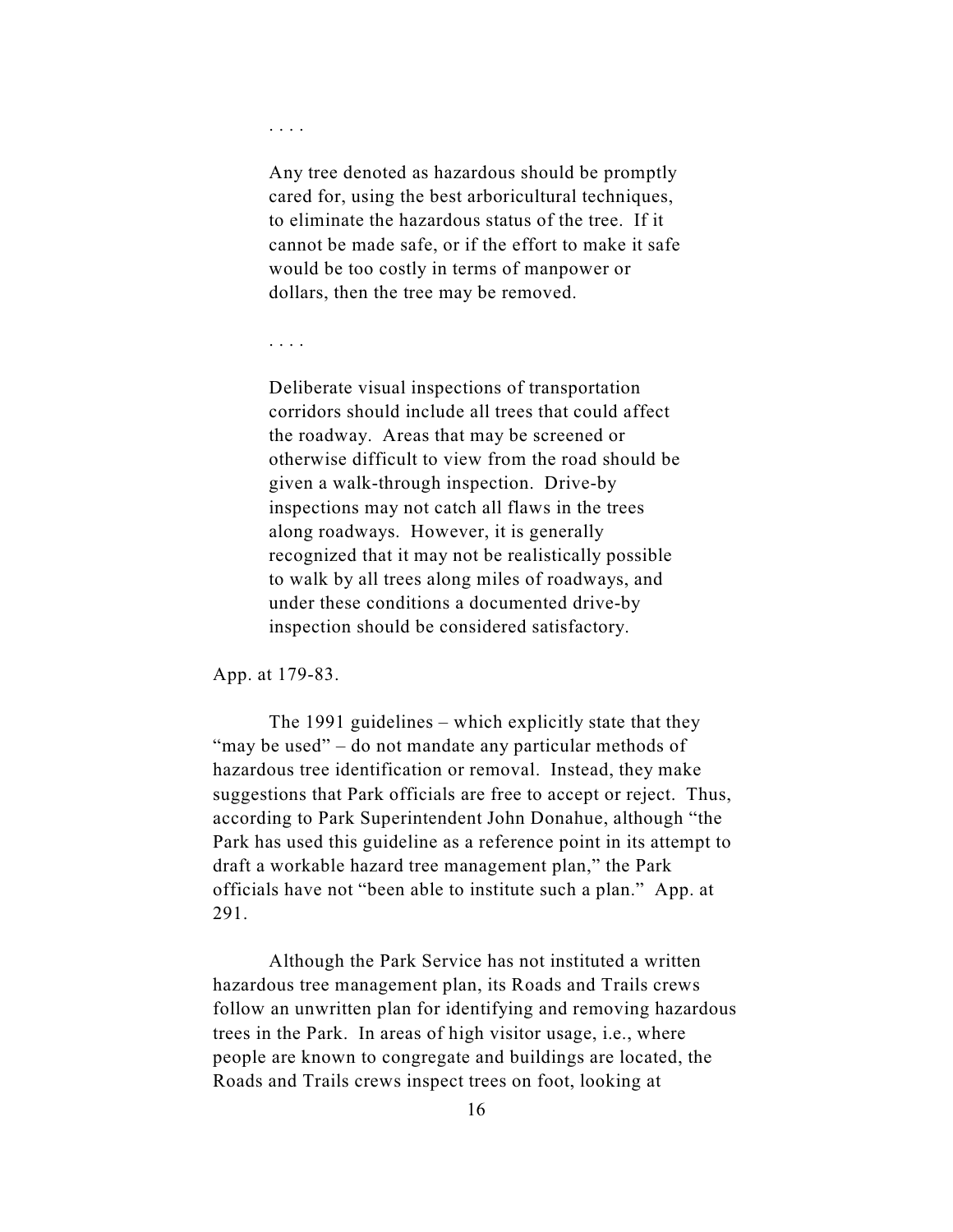> . . . .
>
> Any tree denoted as hazardous should be promptly cared for, using the best arboricultural techniques, to eliminate the hazardous status of the tree. If it cannot be made safe, or if the effort to make it safe would be too costly in terms of manpower or dollars, then the tree may be removed.
>
> . . . .
>
> Deliberate visual inspections of transportation corridors should include all trees that could affect the roadway. Areas that may be screened or otherwise difficult to view from the road should be given a walk-through inspection. Drive-by inspections may not catch all flaws in the trees along roadways. However, it is generally recognized that it may not be realistically possible to walk by all trees along miles of roadways, and under these conditions a documented drive-by inspection should be considered satisfactory.

App. at 179-83.

The 1991 guidelines – which explicitly state that they "may be used" – do not mandate any particular methods of hazardous tree identification or removal. Instead, they make suggestions that Park officials are free to accept or reject. Thus, according to Park Superintendent John Donahue, although "the Park has used this guideline as a reference point in its attempt to draft a workable hazard tree management plan," the Park officials have not "been able to institute such a plan." App. at 291.

Although the Park Service has not instituted a written hazardous tree management plan, its Roads and Trails crews follow an unwritten plan for identifying and removing hazardous trees in the Park. In areas of high visitor usage, i.e., where people are known to congregate and buildings are located, the Roads and Trails crews inspect trees on foot, looking at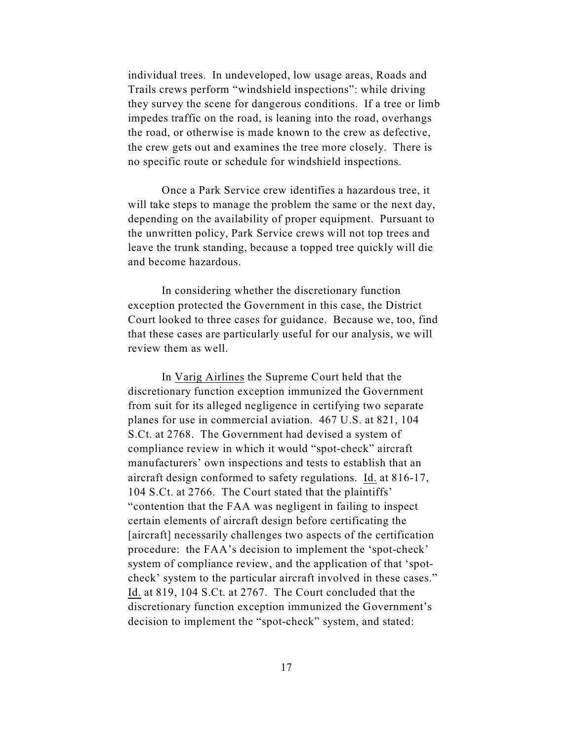individual trees. In undeveloped, low usage areas, Roads and Trails crews perform "windshield inspections": while driving they survey the scene for dangerous conditions. If a tree or limb impedes traffic on the road, is leaning into the road, overhangs the road, or otherwise is made known to the crew as defective, the crew gets out and examines the tree more closely. There is no specific route or schedule for windshield inspections.

Once a Park Service crew identifies a hazardous tree, it will take steps to manage the problem the same or the next day, depending on the availability of proper equipment. Pursuant to the unwritten policy, Park Service crews will not top trees and leave the trunk standing, because a topped tree quickly will die and become hazardous.

In considering whether the discretionary function exception protected the Government in this case, the District Court looked to three cases for guidance. Because we, too, find that these cases are particularly useful for our analysis, we will review them as well.

In Varig Airlines the Supreme Court held that the discretionary function exception immunized the Government from suit for its alleged negligence in certifying two separate planes for use in commercial aviation. 467 U.S. at 821, 104 S.Ct. at 2768. The Government had devised a system of compliance review in which it would "spot-check" aircraft manufacturers' own inspections and tests to establish that an aircraft design conformed to safety regulations. Id. at 816-17, 104 S.Ct. at 2766. The Court stated that the plaintiffs' "contention that the FAA was negligent in failing to inspect certain elements of aircraft design before certificating the [aircraft] necessarily challenges two aspects of the certification procedure: the FAA's decision to implement the 'spot-check' system of compliance review, and the application of that 'spot-check' system to the particular aircraft involved in these cases." Id. at 819, 104 S.Ct. at 2767. The Court concluded that the discretionary function exception immunized the Government's decision to implement the "spot-check" system, and stated: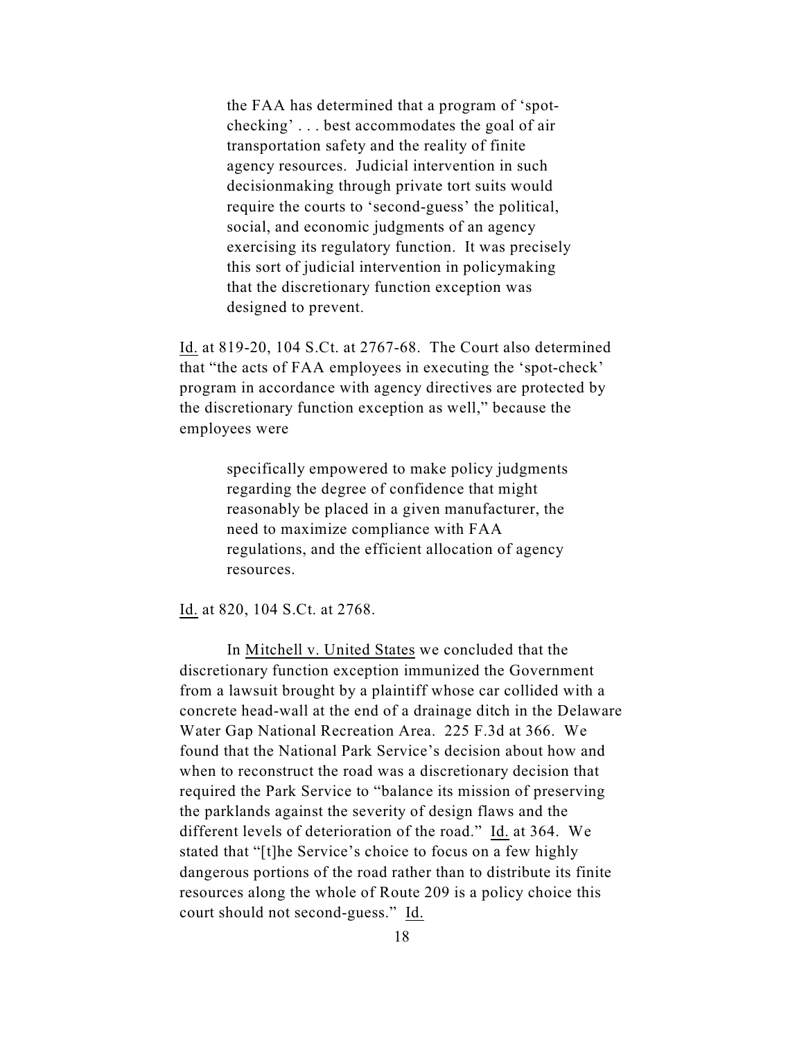> the FAA has determined that a program of 'spot-checking' . . . best accommodates the goal of air transportation safety and the reality of finite agency resources. Judicial intervention in such decisionmaking through private tort suits would require the courts to 'second-guess' the political, social, and economic judgments of an agency exercising its regulatory function. It was precisely this sort of judicial intervention in policymaking that the discretionary function exception was designed to prevent.

Id. at 819-20, 104 S.Ct. at 2767-68. The Court also determined that "the acts of FAA employees in executing the 'spot-check' program in accordance with agency directives are protected by the discretionary function exception as well," because the employees were

> specifically empowered to make policy judgments regarding the degree of confidence that might reasonably be placed in a given manufacturer, the need to maximize compliance with FAA regulations, and the efficient allocation of agency resources.

Id. at 820, 104 S.Ct. at 2768.

In Mitchell v. United States we concluded that the discretionary function exception immunized the Government from a lawsuit brought by a plaintiff whose car collided with a concrete head-wall at the end of a drainage ditch in the Delaware Water Gap National Recreation Area. 225 F.3d at 366. We found that the National Park Service's decision about how and when to reconstruct the road was a discretionary decision that required the Park Service to "balance its mission of preserving the parklands against the severity of design flaws and the different levels of deterioration of the road." Id. at 364. We stated that "[t]he Service's choice to focus on a few highly dangerous portions of the road rather than to distribute its finite resources along the whole of Route 209 is a policy choice this court should not second-guess." Id.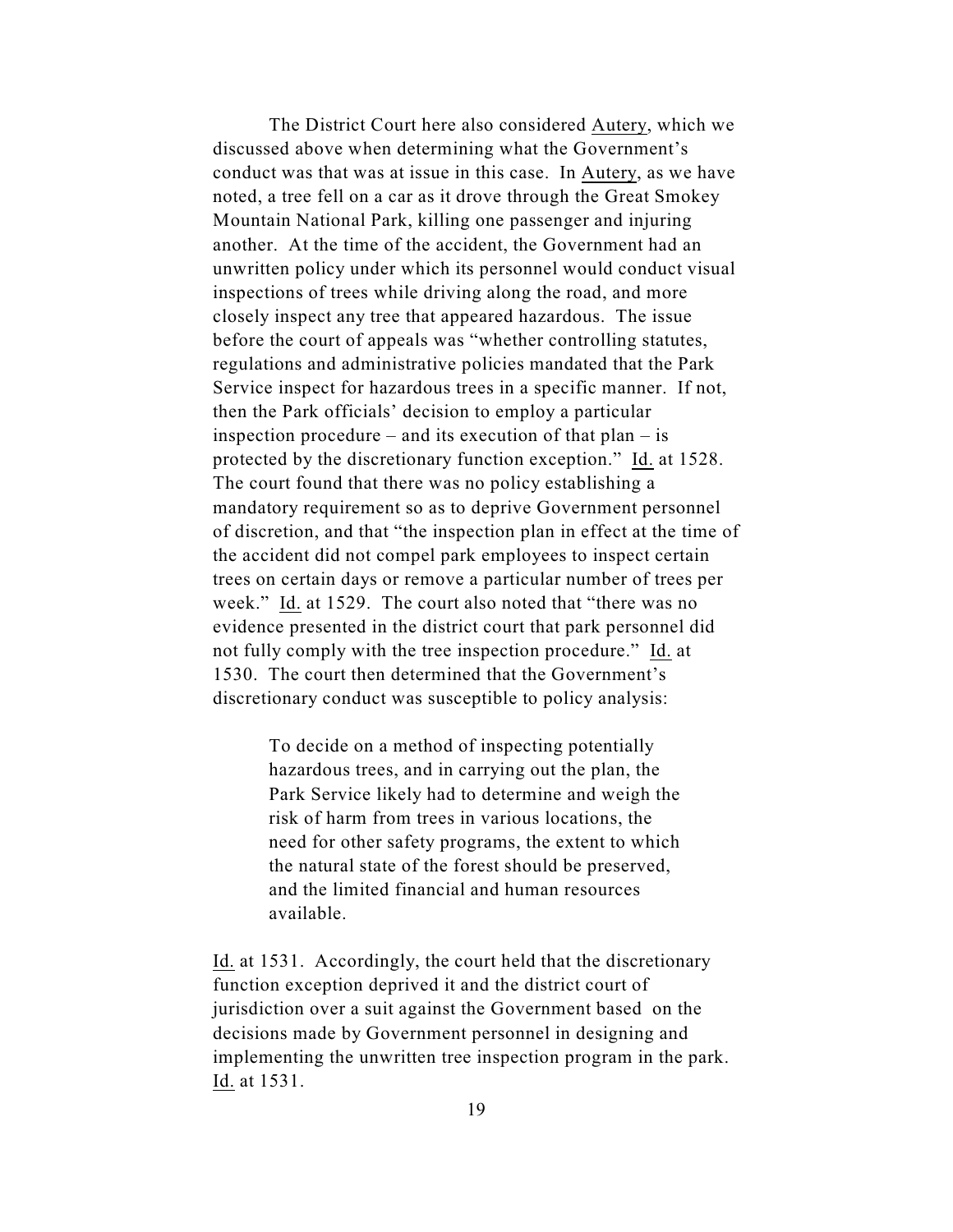The District Court here also considered Autery, which we discussed above when determining what the Government's conduct was that was at issue in this case. In Autery, as we have noted, a tree fell on a car as it drove through the Great Smokey Mountain National Park, killing one passenger and injuring another. At the time of the accident, the Government had an unwritten policy under which its personnel would conduct visual inspections of trees while driving along the road, and more closely inspect any tree that appeared hazardous. The issue before the court of appeals was "whether controlling statutes, regulations and administrative policies mandated that the Park Service inspect for hazardous trees in a specific manner. If not, then the Park officials' decision to employ a particular inspection procedure – and its execution of that plan – is protected by the discretionary function exception." Id. at 1528. The court found that there was no policy establishing a mandatory requirement so as to deprive Government personnel of discretion, and that "the inspection plan in effect at the time of the accident did not compel park employees to inspect certain trees on certain days or remove a particular number of trees per week." Id. at 1529. The court also noted that "there was no evidence presented in the district court that park personnel did not fully comply with the tree inspection procedure." Id. at 1530. The court then determined that the Government's discretionary conduct was susceptible to policy analysis:

> To decide on a method of inspecting potentially hazardous trees, and in carrying out the plan, the Park Service likely had to determine and weigh the risk of harm from trees in various locations, the need for other safety programs, the extent to which the natural state of the forest should be preserved, and the limited financial and human resources available.

Id. at 1531. Accordingly, the court held that the discretionary function exception deprived it and the district court of jurisdiction over a suit against the Government based on the decisions made by Government personnel in designing and implementing the unwritten tree inspection program in the park. Id. at 1531.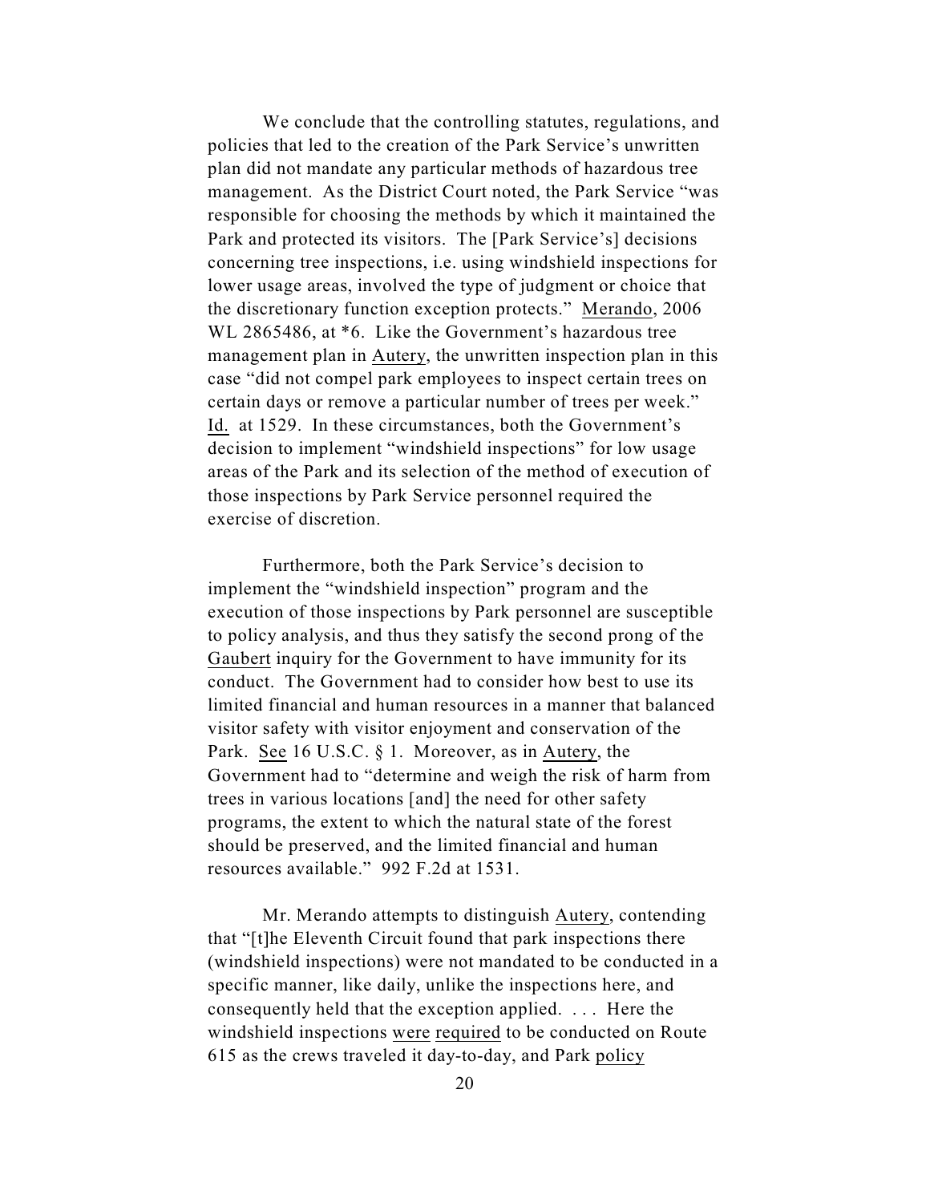We conclude that the controlling statutes, regulations, and policies that led to the creation of the Park Service's unwritten plan did not mandate any particular methods of hazardous tree management. As the District Court noted, the Park Service "was responsible for choosing the methods by which it maintained the Park and protected its visitors. The [Park Service's] decisions concerning tree inspections, i.e. using windshield inspections for lower usage areas, involved the type of judgment or choice that the discretionary function exception protects." Merando, 2006 WL 2865486, at *6. Like the Government's hazardous tree management plan in Autery, the unwritten inspection plan in this case "did not compel park employees to inspect certain trees on certain days or remove a particular number of trees per week." Id. at 1529. In these circumstances, both the Government's decision to implement "windshield inspections" for low usage areas of the Park and its selection of the method of execution of those inspections by Park Service personnel required the exercise of discretion.

Furthermore, both the Park Service's decision to implement the "windshield inspection" program and the execution of those inspections by Park personnel are susceptible to policy analysis, and thus they satisfy the second prong of the Gaubert inquiry for the Government to have immunity for its conduct. The Government had to consider how best to use its limited financial and human resources in a manner that balanced visitor safety with visitor enjoyment and conservation of the Park. See 16 U.S.C. § 1. Moreover, as in Autery, the Government had to "determine and weigh the risk of harm from trees in various locations [and] the need for other safety programs, the extent to which the natural state of the forest should be preserved, and the limited financial and human resources available." 992 F.2d at 1531.

Mr. Merando attempts to distinguish Autery, contending that "[t]he Eleventh Circuit found that park inspections there (windshield inspections) were not mandated to be conducted in a specific manner, like daily, unlike the inspections here, and consequently held that the exception applied. . . . Here the windshield inspections were required to be conducted on Route 615 as the crews traveled it day-to-day, and Park policy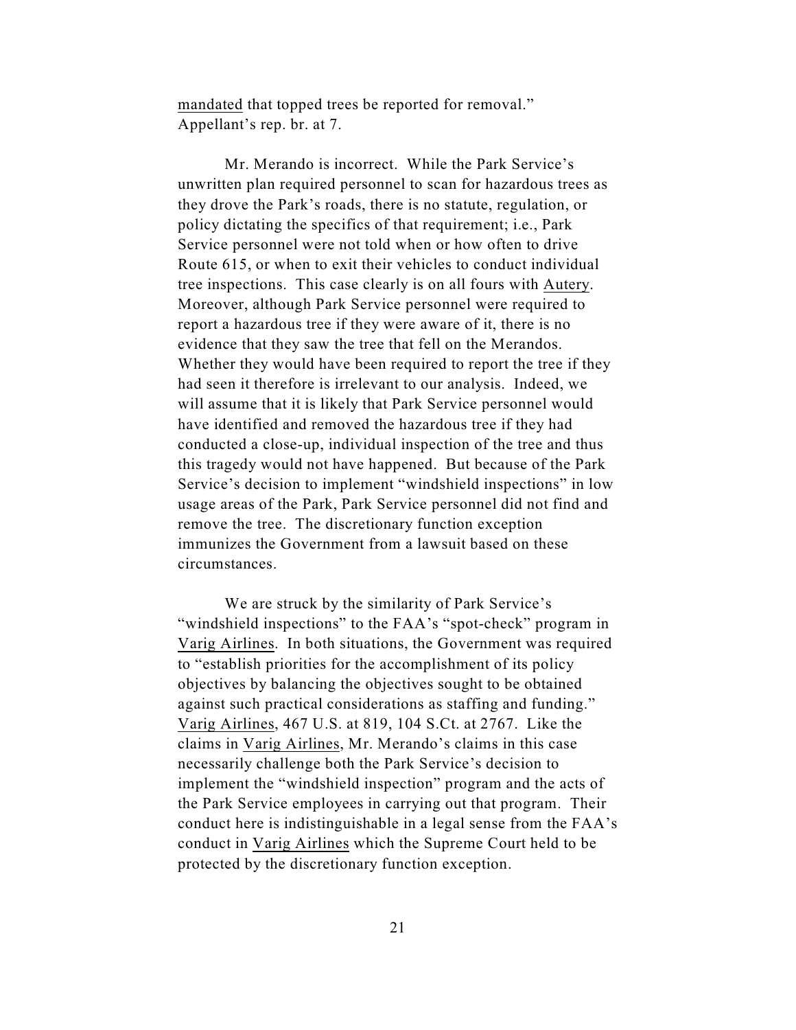mandated that topped trees be reported for removal." Appellant's rep. br. at 7.

Mr. Merando is incorrect. While the Park Service's unwritten plan required personnel to scan for hazardous trees as they drove the Park's roads, there is no statute, regulation, or policy dictating the specifics of that requirement; i.e., Park Service personnel were not told when or how often to drive Route 615, or when to exit their vehicles to conduct individual tree inspections. This case clearly is on all fours with Autery. Moreover, although Park Service personnel were required to report a hazardous tree if they were aware of it, there is no evidence that they saw the tree that fell on the Merandos. Whether they would have been required to report the tree if they had seen it therefore is irrelevant to our analysis. Indeed, we will assume that it is likely that Park Service personnel would have identified and removed the hazardous tree if they had conducted a close-up, individual inspection of the tree and thus this tragedy would not have happened. But because of the Park Service's decision to implement "windshield inspections" in low usage areas of the Park, Park Service personnel did not find and remove the tree. The discretionary function exception immunizes the Government from a lawsuit based on these circumstances.

We are struck by the similarity of Park Service's "windshield inspections" to the FAA's "spot-check" program in Varig Airlines. In both situations, the Government was required to "establish priorities for the accomplishment of its policy objectives by balancing the objectives sought to be obtained against such practical considerations as staffing and funding." Varig Airlines, 467 U.S. at 819, 104 S.Ct. at 2767. Like the claims in Varig Airlines, Mr. Merando's claims in this case necessarily challenge both the Park Service's decision to implement the "windshield inspection" program and the acts of the Park Service employees in carrying out that program. Their conduct here is indistinguishable in a legal sense from the FAA's conduct in Varig Airlines which the Supreme Court held to be protected by the discretionary function exception.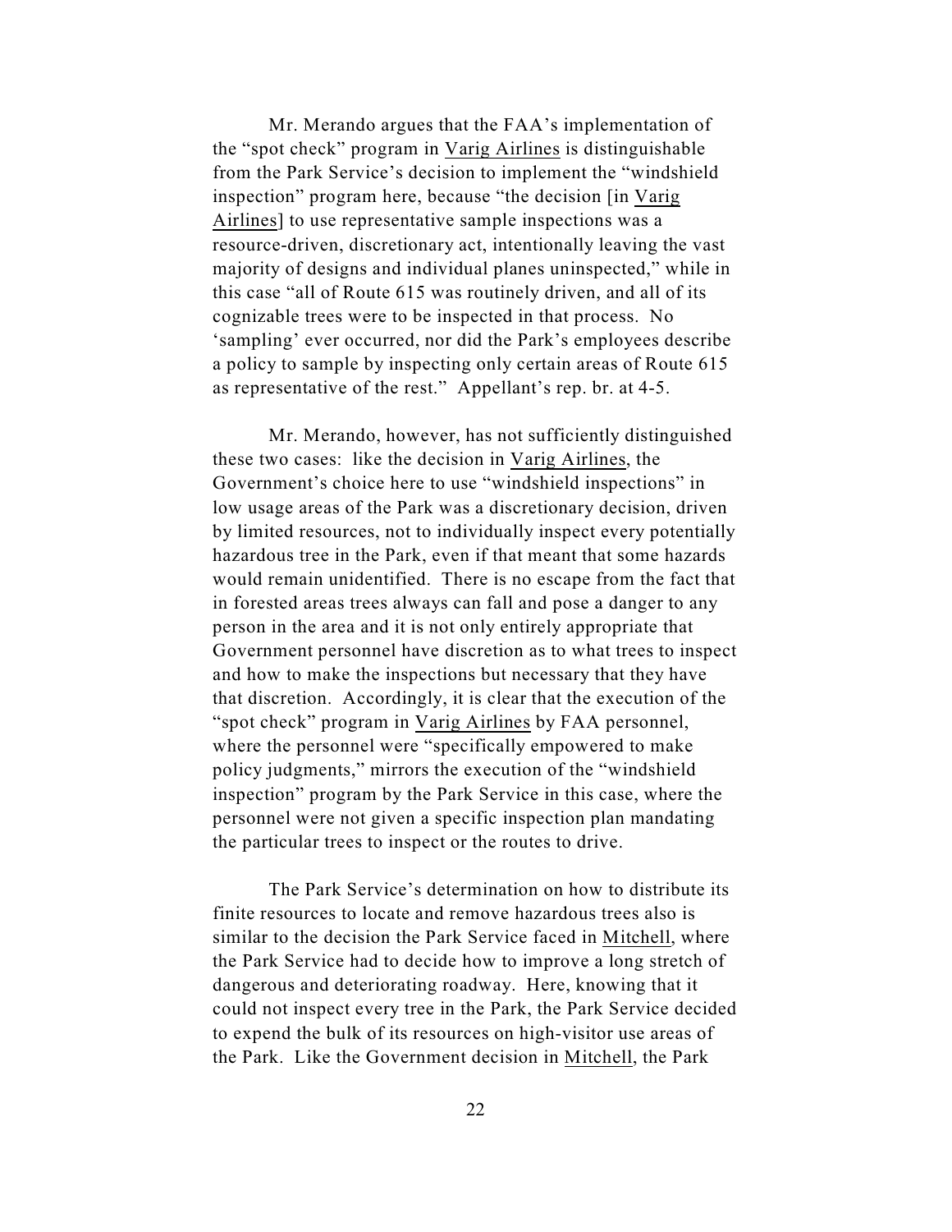Mr. Merando argues that the FAA's implementation of the "spot check" program in Varig Airlines is distinguishable from the Park Service's decision to implement the "windshield inspection" program here, because "the decision [in Varig Airlines] to use representative sample inspections was a resource-driven, discretionary act, intentionally leaving the vast majority of designs and individual planes uninspected," while in this case "all of Route 615 was routinely driven, and all of its cognizable trees were to be inspected in that process. No 'sampling' ever occurred, nor did the Park's employees describe a policy to sample by inspecting only certain areas of Route 615 as representative of the rest." Appellant's rep. br. at 4-5.

Mr. Merando, however, has not sufficiently distinguished these two cases: like the decision in Varig Airlines, the Government's choice here to use "windshield inspections" in low usage areas of the Park was a discretionary decision, driven by limited resources, not to individually inspect every potentially hazardous tree in the Park, even if that meant that some hazards would remain unidentified. There is no escape from the fact that in forested areas trees always can fall and pose a danger to any person in the area and it is not only entirely appropriate that Government personnel have discretion as to what trees to inspect and how to make the inspections but necessary that they have that discretion. Accordingly, it is clear that the execution of the "spot check" program in Varig Airlines by FAA personnel, where the personnel were "specifically empowered to make policy judgments," mirrors the execution of the "windshield inspection" program by the Park Service in this case, where the personnel were not given a specific inspection plan mandating the particular trees to inspect or the routes to drive.

The Park Service's determination on how to distribute its finite resources to locate and remove hazardous trees also is similar to the decision the Park Service faced in Mitchell, where the Park Service had to decide how to improve a long stretch of dangerous and deteriorating roadway. Here, knowing that it could not inspect every tree in the Park, the Park Service decided to expend the bulk of its resources on high-visitor use areas of the Park. Like the Government decision in Mitchell, the Park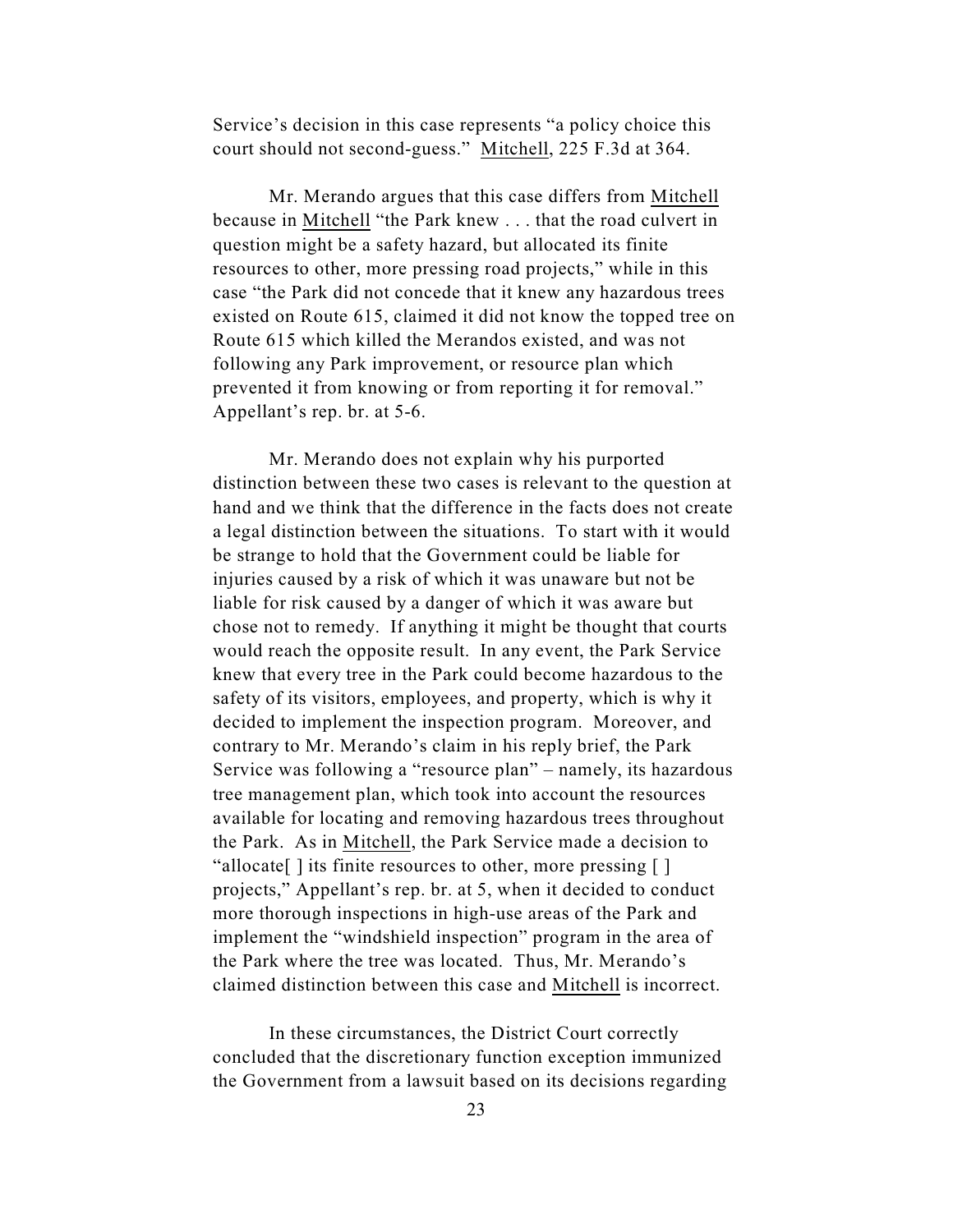Service's decision in this case represents "a policy choice this court should not second-guess." Mitchell, 225 F.3d at 364.

Mr. Merando argues that this case differs from Mitchell because in Mitchell "the Park knew . . . that the road culvert in question might be a safety hazard, but allocated its finite resources to other, more pressing road projects," while in this case "the Park did not concede that it knew any hazardous trees existed on Route 615, claimed it did not know the topped tree on Route 615 which killed the Merandos existed, and was not following any Park improvement, or resource plan which prevented it from knowing or from reporting it for removal." Appellant's rep. br. at 5-6.

Mr. Merando does not explain why his purported distinction between these two cases is relevant to the question at hand and we think that the difference in the facts does not create a legal distinction between the situations. To start with it would be strange to hold that the Government could be liable for injuries caused by a risk of which it was unaware but not be liable for risk caused by a danger of which it was aware but chose not to remedy. If anything it might be thought that courts would reach the opposite result. In any event, the Park Service knew that every tree in the Park could become hazardous to the safety of its visitors, employees, and property, which is why it decided to implement the inspection program. Moreover, and contrary to Mr. Merando's claim in his reply brief, the Park Service was following a "resource plan" – namely, its hazardous tree management plan, which took into account the resources available for locating and removing hazardous trees throughout the Park. As in Mitchell, the Park Service made a decision to "allocate[ ] its finite resources to other, more pressing [ ] projects," Appellant's rep. br. at 5, when it decided to conduct more thorough inspections in high-use areas of the Park and implement the "windshield inspection" program in the area of the Park where the tree was located. Thus, Mr. Merando's claimed distinction between this case and Mitchell is incorrect.

In these circumstances, the District Court correctly concluded that the discretionary function exception immunized the Government from a lawsuit based on its decisions regarding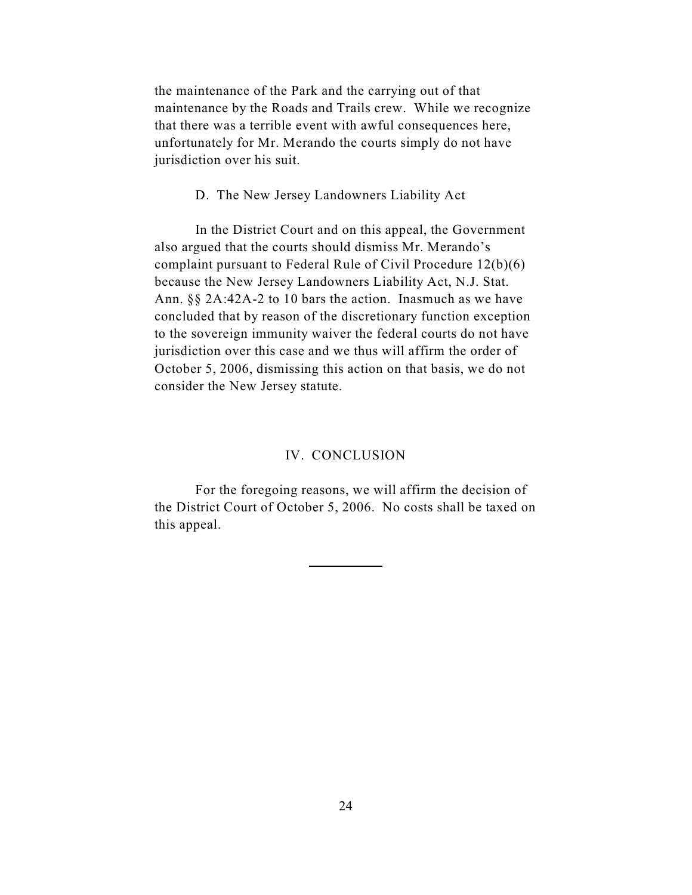the maintenance of the Park and the carrying out of that maintenance by the Roads and Trails crew. While we recognize that there was a terrible event with awful consequences here, unfortunately for Mr. Merando the courts simply do not have jurisdiction over his suit.

### D. The New Jersey Landowners Liability Act

In the District Court and on this appeal, the Government also argued that the courts should dismiss Mr. Merando's complaint pursuant to Federal Rule of Civil Procedure 12(b)(6) because the New Jersey Landowners Liability Act, N.J. Stat. Ann. §§ 2A:42A-2 to 10 bars the action. Inasmuch as we have concluded that by reason of the discretionary function exception to the sovereign immunity waiver the federal courts do not have jurisdiction over this case and we thus will affirm the order of October 5, 2006, dismissing this action on that basis, we do not consider the New Jersey statute.

## IV. CONCLUSION

For the foregoing reasons, we will affirm the decision of the District Court of October 5, 2006. No costs shall be taxed on this appeal.